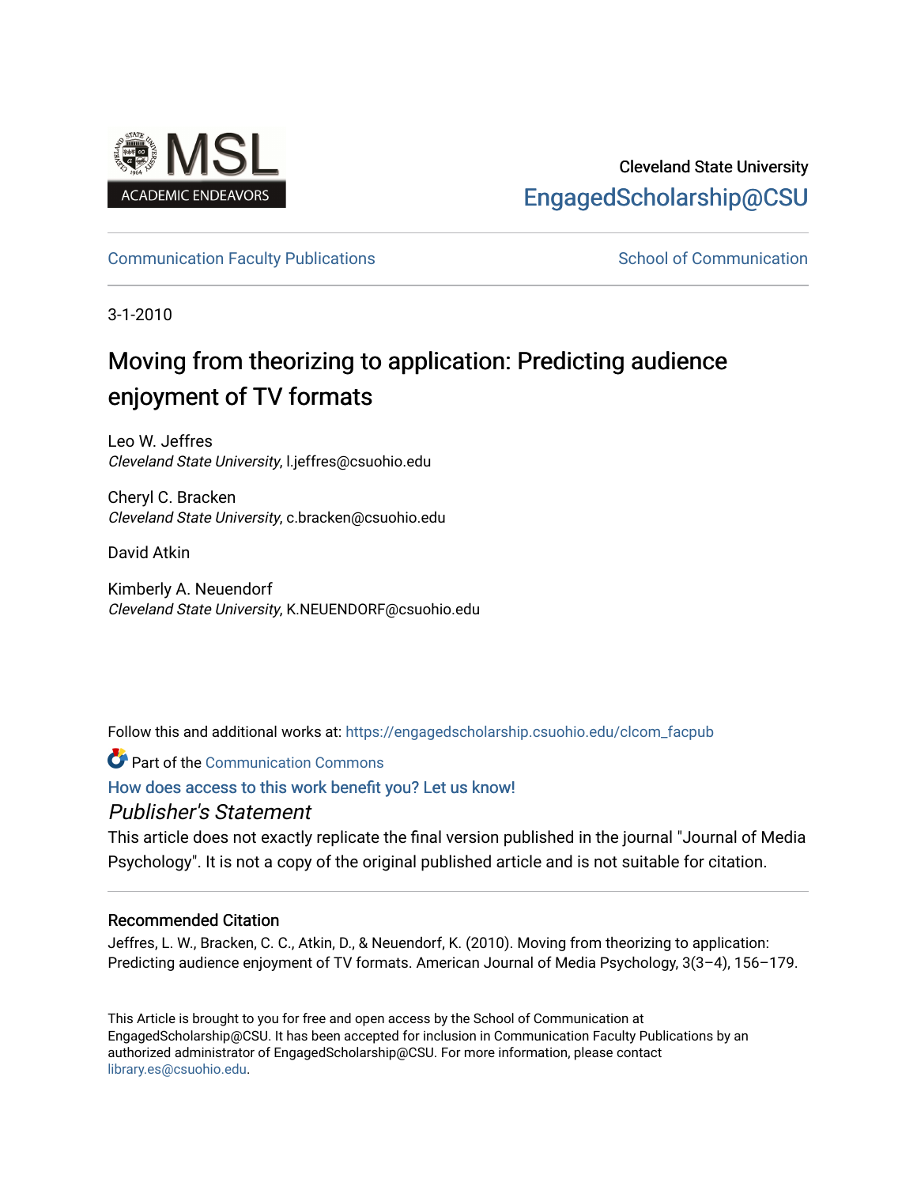Cleveland State University

EngagedScholarship@CSU

Communication Faculty Publications

School of Communication

3-1-2010

# Moving from theorizing to application: Predicting audience enjoyment of TV formats

Leo W. Jeffres
*Cleveland State University*, l.jeffres@csuohio.edu

Cheryl C. Bracken
*Cleveland State University*, c.bracken@csuohio.edu

David Atkin

Kimberly A. Neuendorf
*Cleveland State University*, K.NEUENDORF@csuohio.edu

Follow this and additional works at: https://engagedscholarship.csuohio.edu/clcom_facpub

Part of the Communication Commons

How does access to this work benefit you? Let us know!

*Publisher's Statement*

This article does not exactly replicate the final version published in the journal "Journal of Media Psychology". It is not a copy of the original published article and is not suitable for citation.

### Recommended Citation

Jeffres, L. W., Bracken, C. C., Atkin, D., & Neuendorf, K. (2010). Moving from theorizing to application: Predicting audience enjoyment of TV formats. American Journal of Media Psychology, 3(3–4), 156–179.

This Article is brought to you for free and open access by the School of Communication at EngagedScholarship@CSU. It has been accepted for inclusion in Communication Faculty Publications by an authorized administrator of EngagedScholarship@CSU. For more information, please contact library.es@csuohio.edu.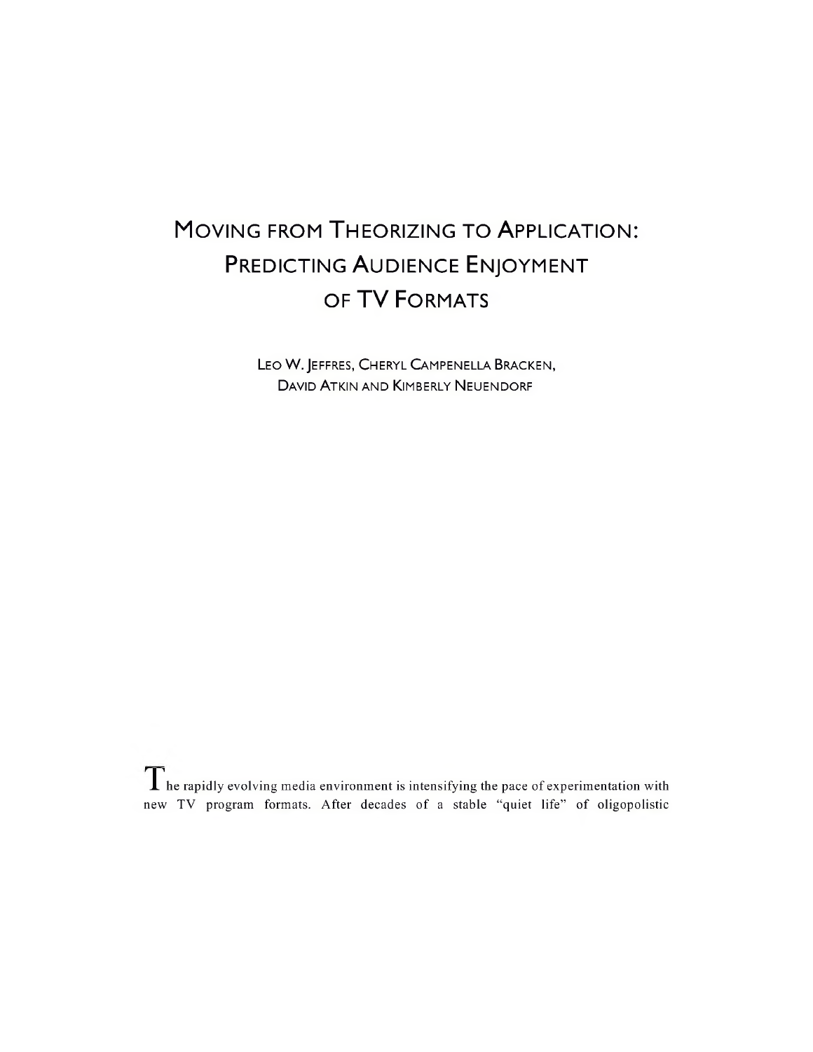# Moving from Theorizing to Application: Predicting Audience Enjoyment of TV Formats

Leo W. Jeffres, Cheryl Campenella Bracken, David Atkin and Kimberly Neuendorf

The rapidly evolving media environment is intensifying the pace of experimentation with new TV program formats. After decades of a stable "quiet life" of oligopolistic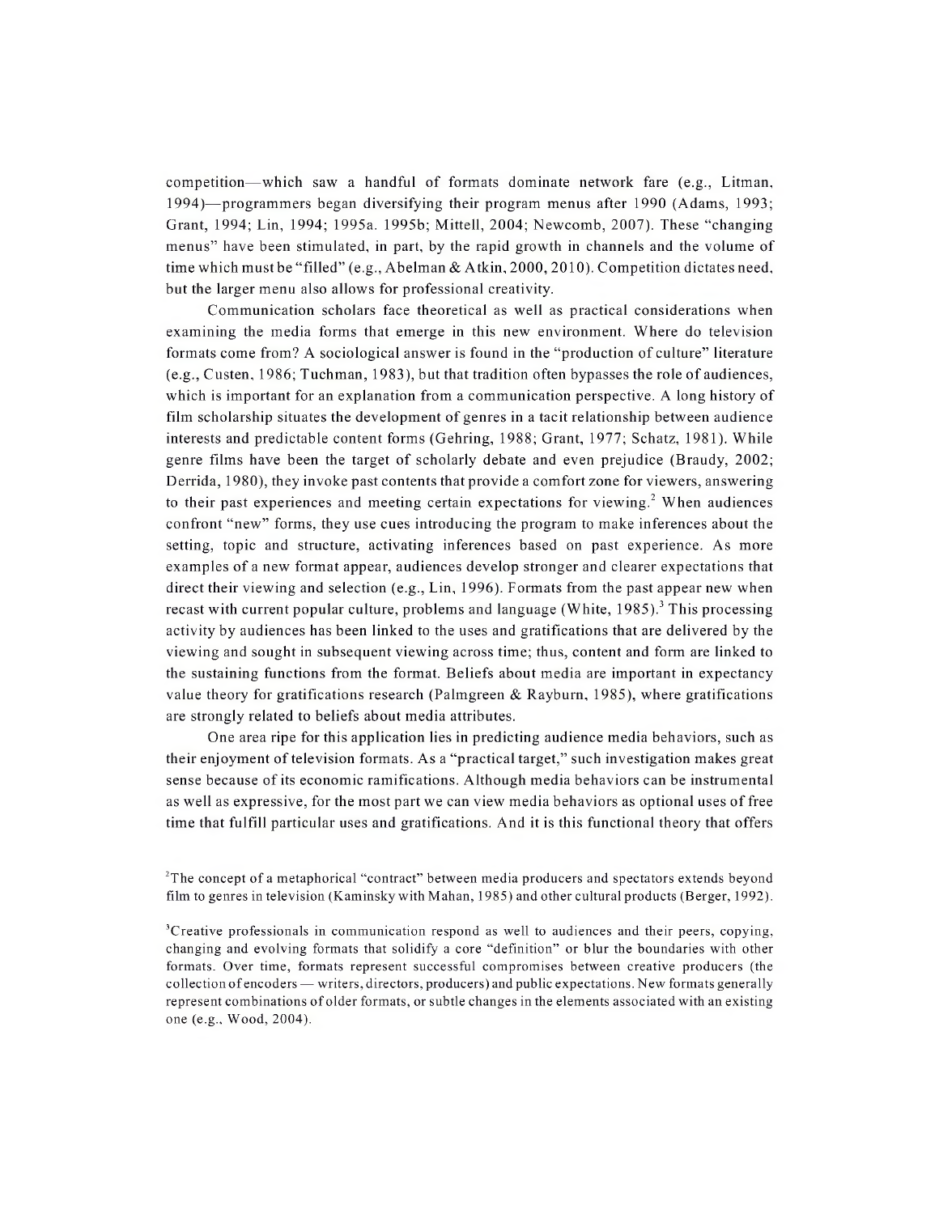competition—which saw a handful of formats dominate network fare (e.g., Litman, 1994)—programmers began diversifying their program menus after 1990 (Adams, 1993; Grant, 1994; Lin, 1994; 1995a. 1995b; Mittell, 2004; Newcomb, 2007). These "changing menus" have been stimulated, in part, by the rapid growth in channels and the volume of time which must be "filled" (e.g., Abelman & Atkin, 2000, 2010). Competition dictates need, but the larger menu also allows for professional creativity.

Communication scholars face theoretical as well as practical considerations when examining the media forms that emerge in this new environment. Where do television formats come from? A sociological answer is found in the "production of culture" literature (e.g., Custen, 1986; Tuchman, 1983), but that tradition often bypasses the role of audiences, which is important for an explanation from a communication perspective. A long history of film scholarship situates the development of genres in a tacit relationship between audience interests and predictable content forms (Gehring, 1988; Grant, 1977; Schatz, 1981). While genre films have been the target of scholarly debate and even prejudice (Braudy, 2002; Derrida, 1980), they invoke past contents that provide a comfort zone for viewers, answering to their past experiences and meeting certain expectations for viewing.[2] When audiences confront "new" forms, they use cues introducing the program to make inferences about the setting, topic and structure, activating inferences based on past experience. As more examples of a new format appear, audiences develop stronger and clearer expectations that direct their viewing and selection (e.g., Lin, 1996). Formats from the past appear new when recast with current popular culture, problems and language (White, 1985).[3] This processing activity by audiences has been linked to the uses and gratifications that are delivered by the viewing and sought in subsequent viewing across time; thus, content and form are linked to the sustaining functions from the format. Beliefs about media are important in expectancy value theory for gratifications research (Palmgreen & Rayburn, 1985), where gratifications are strongly related to beliefs about media attributes.

One area ripe for this application lies in predicting audience media behaviors, such as their enjoyment of television formats. As a "practical target," such investigation makes great sense because of its economic ramifications. Although media behaviors can be instrumental as well as expressive, for the most part we can view media behaviors as optional uses of free time that fulfill particular uses and gratifications. And it is this functional theory that offers

[2]The concept of a metaphorical "contract" between media producers and spectators extends beyond film to genres in television (Kaminsky with Mahan, 1985) and other cultural products (Berger, 1992).

[3]Creative professionals in communication respond as well to audiences and their peers, copying, changing and evolving formats that solidify a core "definition" or blur the boundaries with other formats. Over time, formats represent successful compromises between creative producers (the collection of encoders — writers, directors, producers) and public expectations. New formats generally represent combinations of older formats, or subtle changes in the elements associated with an existing one (e.g., Wood, 2004).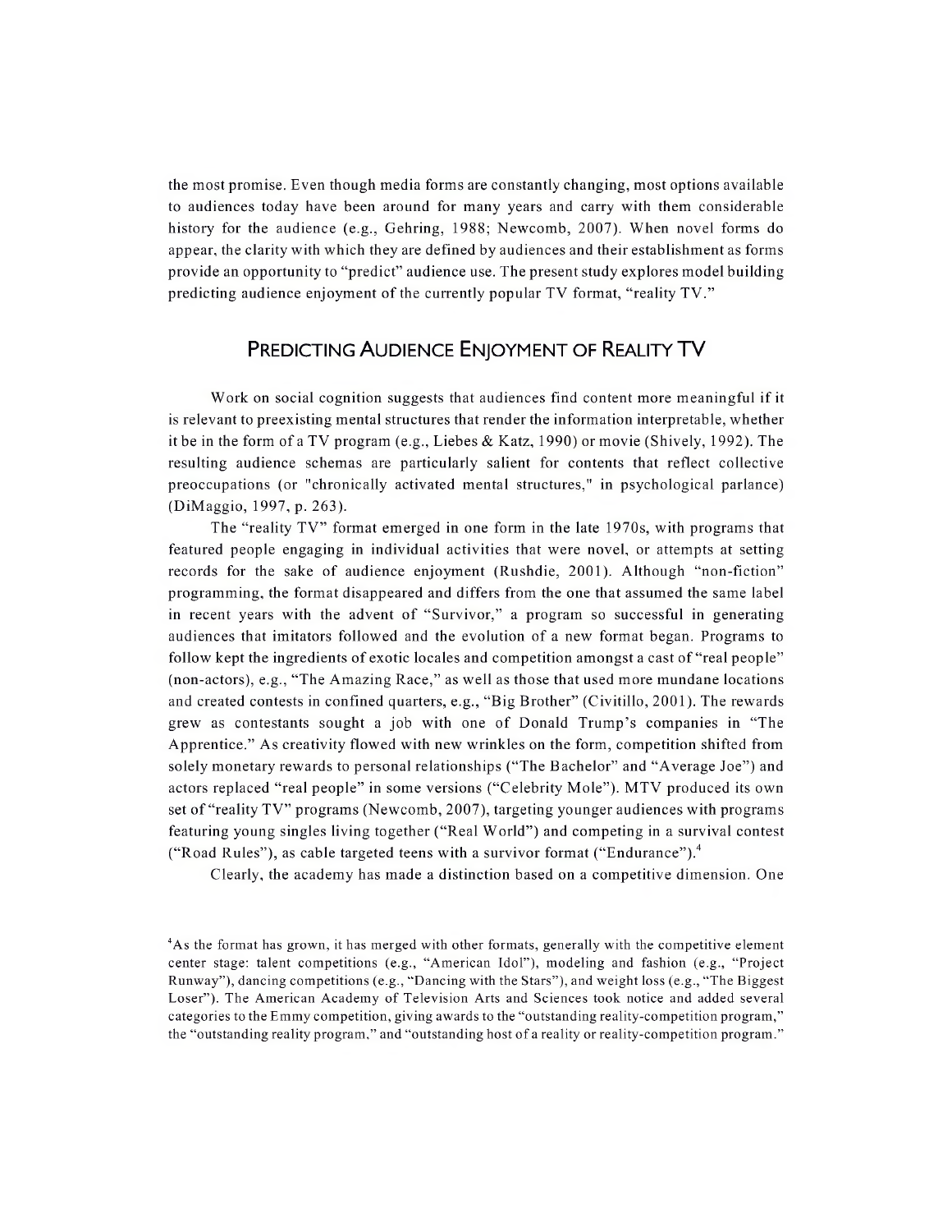the most promise. Even though media forms are constantly changing, most options available to audiences today have been around for many years and carry with them considerable history for the audience (e.g., Gehring, 1988; Newcomb, 2007). When novel forms do appear, the clarity with which they are defined by audiences and their establishment as forms provide an opportunity to "predict" audience use. The present study explores model building predicting audience enjoyment of the currently popular TV format, "reality TV."

## Predicting Audience Enjoyment of Reality TV

Work on social cognition suggests that audiences find content more meaningful if it is relevant to preexisting mental structures that render the information interpretable, whether it be in the form of a TV program (e.g., Liebes & Katz, 1990) or movie (Shively, 1992). The resulting audience schemas are particularly salient for contents that reflect collective preoccupations (or "chronically activated mental structures," in psychological parlance) (DiMaggio, 1997, p. 263).

The "reality TV" format emerged in one form in the late 1970s, with programs that featured people engaging in individual activities that were novel, or attempts at setting records for the sake of audience enjoyment (Rushdie, 2001). Although "non-fiction" programming, the format disappeared and differs from the one that assumed the same label in recent years with the advent of "Survivor," a program so successful in generating audiences that imitators followed and the evolution of a new format began. Programs to follow kept the ingredients of exotic locales and competition amongst a cast of "real people" (non-actors), e.g., "The Amazing Race," as well as those that used more mundane locations and created contests in confined quarters, e.g., "Big Brother" (Civitillo, 2001). The rewards grew as contestants sought a job with one of Donald Trump's companies in "The Apprentice." As creativity flowed with new wrinkles on the form, competition shifted from solely monetary rewards to personal relationships ("The Bachelor" and "Average Joe") and actors replaced "real people" in some versions ("Celebrity Mole"). MTV produced its own set of "reality TV" programs (Newcomb, 2007), targeting younger audiences with programs featuring young singles living together ("Real World") and competing in a survival contest ("Road Rules"), as cable targeted teens with a survivor format ("Endurance").[4]

Clearly, the academy has made a distinction based on a competitive dimension. One

[4]As the format has grown, it has merged with other formats, generally with the competitive element center stage: talent competitions (e.g., "American Idol"), modeling and fashion (e.g., "Project Runway"), dancing competitions (e.g., "Dancing with the Stars"), and weight loss (e.g., "The Biggest Loser"). The American Academy of Television Arts and Sciences took notice and added several categories to the Emmy competition, giving awards to the "outstanding reality-competition program," the "outstanding reality program," and "outstanding host of a reality or reality-competition program."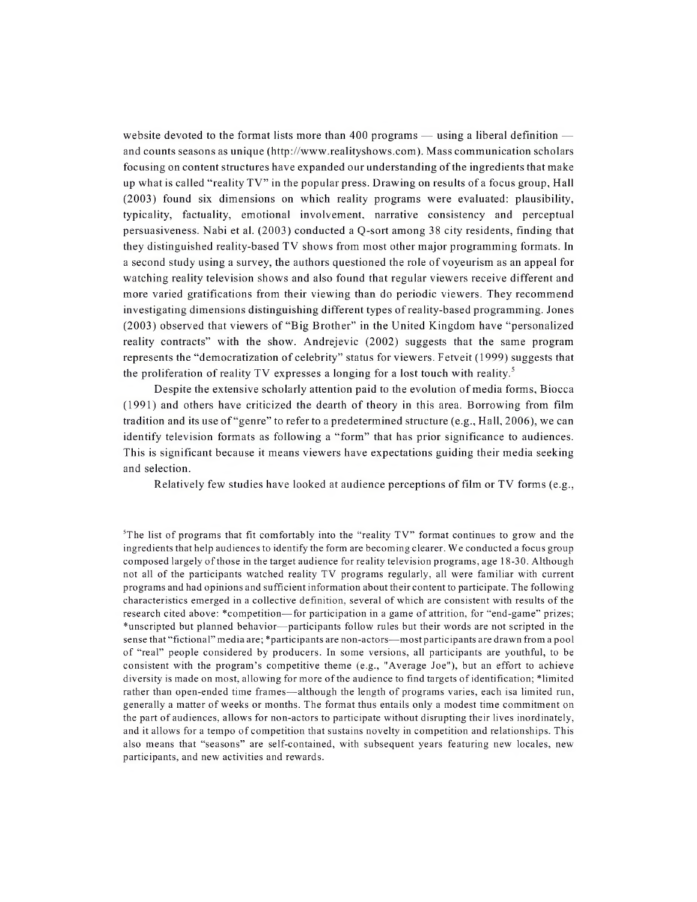website devoted to the format lists more than 400 programs — using a liberal definition — and counts seasons as unique (http://www.realityshows.com). Mass communication scholars focusing on content structures have expanded our understanding of the ingredients that make up what is called "reality TV" in the popular press. Drawing on results of a focus group, Hall (2003) found six dimensions on which reality programs were evaluated: plausibility, typicality, factuality, emotional involvement, narrative consistency and perceptual persuasiveness. Nabi et al. (2003) conducted a Q-sort among 38 city residents, finding that they distinguished reality-based TV shows from most other major programming formats. In a second study using a survey, the authors questioned the role of voyeurism as an appeal for watching reality television shows and also found that regular viewers receive different and more varied gratifications from their viewing than do periodic viewers. They recommend investigating dimensions distinguishing different types of reality-based programming. Jones (2003) observed that viewers of "Big Brother" in the United Kingdom have "personalized reality contracts" with the show. Andrejevic (2002) suggests that the same program represents the "democratization of celebrity" status for viewers. Fetveit (1999) suggests that the proliferation of reality TV expresses a longing for a lost touch with reality.[5]

Despite the extensive scholarly attention paid to the evolution of media forms, Biocca (1991) and others have criticized the dearth of theory in this area. Borrowing from film tradition and its use of "genre" to refer to a predetermined structure (e.g., Hall, 2006), we can identify television formats as following a "form" that has prior significance to audiences. This is significant because it means viewers have expectations guiding their media seeking and selection.

Relatively few studies have looked at audience perceptions of film or TV forms (e.g.,

[5]The list of programs that fit comfortably into the "reality TV" format continues to grow and the ingredients that help audiences to identify the form are becoming clearer. We conducted a focus group composed largely of those in the target audience for reality television programs, age 18-30. Although not all of the participants watched reality TV programs regularly, all were familiar with current programs and had opinions and sufficient information about their content to participate. The following characteristics emerged in a collective definition, several of which are consistent with results of the research cited above: *competition—for participation in a game of attrition, for "end-game" prizes; *unscripted but planned behavior—participants follow rules but their words are not scripted in the sense that "fictional" media are; *participants are non-actors—most participants are drawn from a pool of "real" people considered by producers. In some versions, all participants are youthful, to be consistent with the program's competitive theme (e.g., "Average Joe"), but an effort to achieve diversity is made on most, allowing for more of the audience to find targets of identification; *limited rather than open-ended time frames—although the length of programs varies, each isa limited run, generally a matter of weeks or months. The format thus entails only a modest time commitment on the part of audiences, allows for non-actors to participate without disrupting their lives inordinately, and it allows for a tempo of competition that sustains novelty in competition and relationships. This also means that "seasons" are self-contained, with subsequent years featuring new locales, new participants, and new activities and rewards.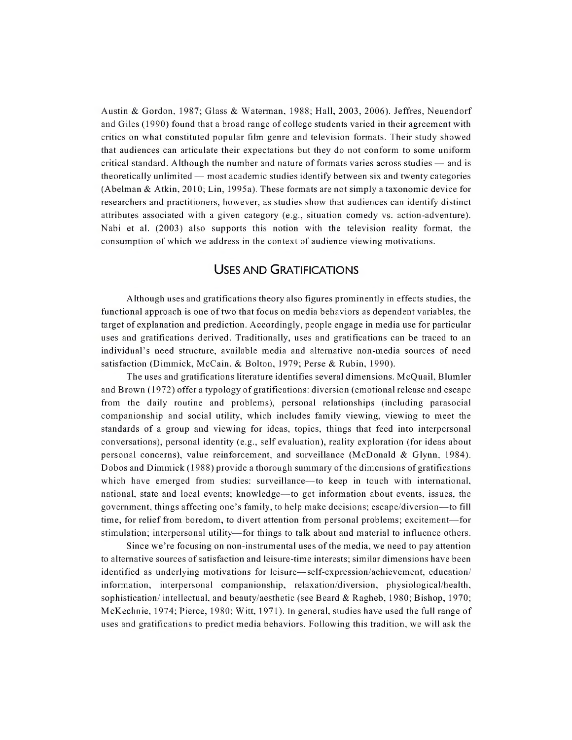Austin & Gordon, 1987; Glass & Waterman, 1988; Hall, 2003, 2006). Jeffres, Neuendorf and Giles (1990) found that a broad range of college students varied in their agreement with critics on what constituted popular film genre and television formats. Their study showed that audiences can articulate their expectations but they do not conform to some uniform critical standard. Although the number and nature of formats varies across studies — and is theoretically unlimited — most academic studies identify between six and twenty categories (Abelman & Atkin, 2010; Lin, 1995a). These formats are not simply a taxonomic device for researchers and practitioners, however, as studies show that audiences can identify distinct attributes associated with a given category (e.g., situation comedy vs. action-adventure). Nabi et al. (2003) also supports this notion with the television reality format, the consumption of which we address in the context of audience viewing motivations.

## USES AND GRATIFICATIONS

Although uses and gratifications theory also figures prominently in effects studies, the functional approach is one of two that focus on media behaviors as dependent variables, the target of explanation and prediction. Accordingly, people engage in media use for particular uses and gratifications derived. Traditionally, uses and gratifications can be traced to an individual's need structure, available media and alternative non-media sources of need satisfaction (Dimmick, McCain, & Bolton, 1979; Perse & Rubin, 1990).

The uses and gratifications literature identifies several dimensions. McQuail, Blumler and Brown (1972) offer a typology of gratifications: diversion (emotional release and escape from the daily routine and problems), personal relationships (including parasocial companionship and social utility, which includes family viewing, viewing to meet the standards of a group and viewing for ideas, topics, things that feed into interpersonal conversations), personal identity (e.g., self evaluation), reality exploration (for ideas about personal concerns), value reinforcement, and surveillance (McDonald & Glynn, 1984). Dobos and Dimmick (1988) provide a thorough summary of the dimensions of gratifications which have emerged from studies: surveillance—to keep in touch with international, national, state and local events; knowledge—to get information about events, issues, the government, things affecting one's family, to help make decisions; escape/diversion—to fill time, for relief from boredom, to divert attention from personal problems; excitement—for stimulation; interpersonal utility—for things to talk about and material to influence others.

Since we're focusing on non-instrumental uses of the media, we need to pay attention to alternative sources of satisfaction and leisure-time interests; similar dimensions have been identified as underlying motivations for leisure—self-expression/achievement, education/information, interpersonal companionship, relaxation/diversion, physiological/health, sophistication/ intellectual, and beauty/aesthetic (see Beard & Ragheb, 1980; Bishop, 1970; McKechnie, 1974; Pierce, 1980; Witt, 1971). In general, studies have used the full range of uses and gratifications to predict media behaviors. Following this tradition, we will ask the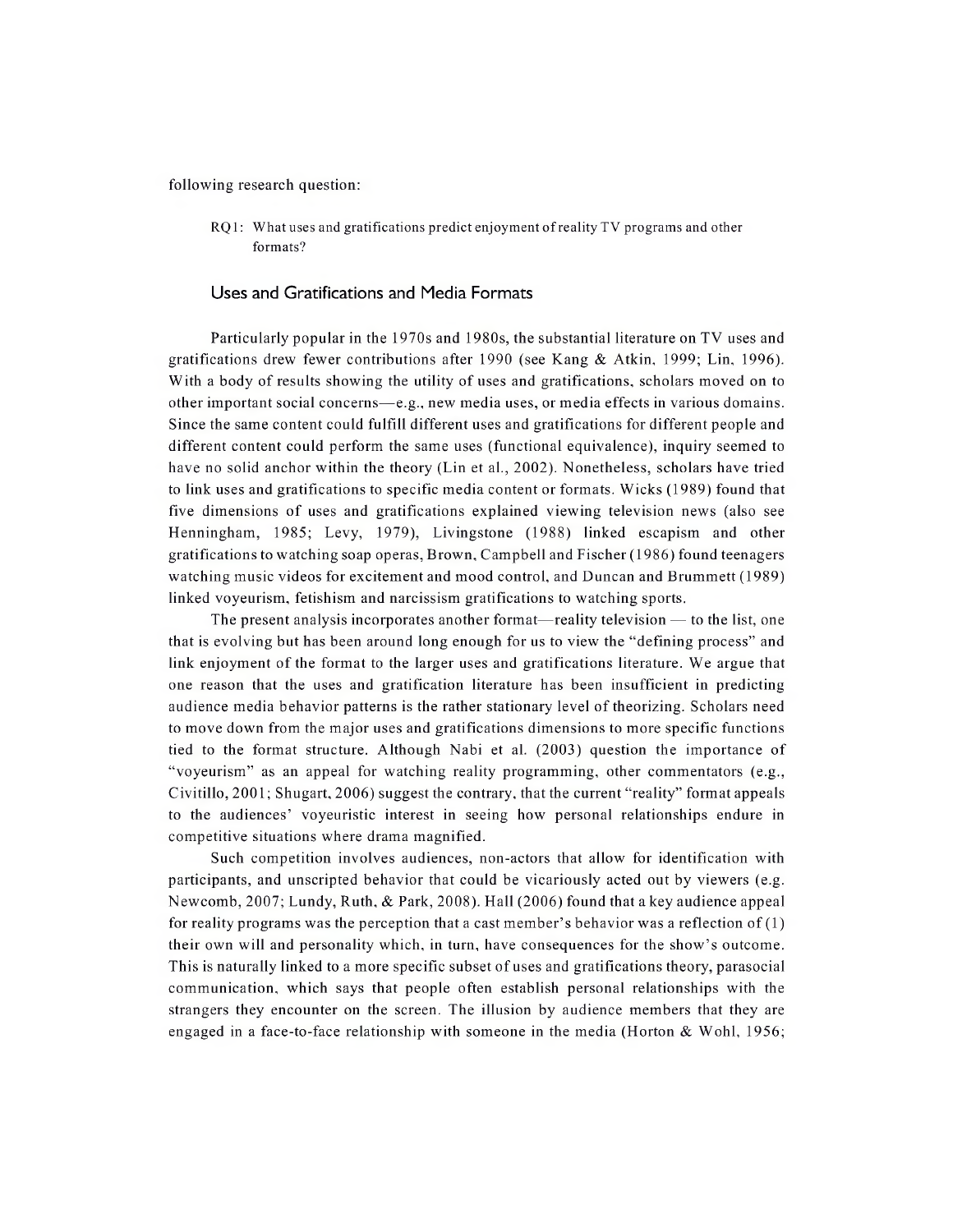following research question:

> RQ1: What uses and gratifications predict enjoyment of reality TV programs and other formats?

## Uses and Gratifications and Media Formats

Particularly popular in the 1970s and 1980s, the substantial literature on TV uses and gratifications drew fewer contributions after 1990 (see Kang & Atkin, 1999; Lin, 1996). With a body of results showing the utility of uses and gratifications, scholars moved on to other important social concerns—e.g., new media uses, or media effects in various domains. Since the same content could fulfill different uses and gratifications for different people and different content could perform the same uses (functional equivalence), inquiry seemed to have no solid anchor within the theory (Lin et al., 2002). Nonetheless, scholars have tried to link uses and gratifications to specific media content or formats. Wicks (1989) found that five dimensions of uses and gratifications explained viewing television news (also see Henningham, 1985; Levy, 1979), Livingstone (1988) linked escapism and other gratifications to watching soap operas, Brown, Campbell and Fischer (1986) found teenagers watching music videos for excitement and mood control, and Duncan and Brummett (1989) linked voyeurism, fetishism and narcissism gratifications to watching sports.

The present analysis incorporates another format—reality television — to the list, one that is evolving but has been around long enough for us to view the "defining process" and link enjoyment of the format to the larger uses and gratifications literature. We argue that one reason that the uses and gratification literature has been insufficient in predicting audience media behavior patterns is the rather stationary level of theorizing. Scholars need to move down from the major uses and gratifications dimensions to more specific functions tied to the format structure. Although Nabi et al. (2003) question the importance of "voyeurism" as an appeal for watching reality programming, other commentators (e.g., Civitillo, 2001; Shugart, 2006) suggest the contrary, that the current "reality" format appeals to the audiences' voyeuristic interest in seeing how personal relationships endure in competitive situations where drama magnified.

Such competition involves audiences, non-actors that allow for identification with participants, and unscripted behavior that could be vicariously acted out by viewers (e.g. Newcomb, 2007; Lundy, Ruth, & Park, 2008). Hall (2006) found that a key audience appeal for reality programs was the perception that a cast member's behavior was a reflection of (1) their own will and personality which, in turn, have consequences for the show's outcome. This is naturally linked to a more specific subset of uses and gratifications theory, parasocial communication, which says that people often establish personal relationships with the strangers they encounter on the screen. The illusion by audience members that they are engaged in a face-to-face relationship with someone in the media (Horton & Wohl, 1956;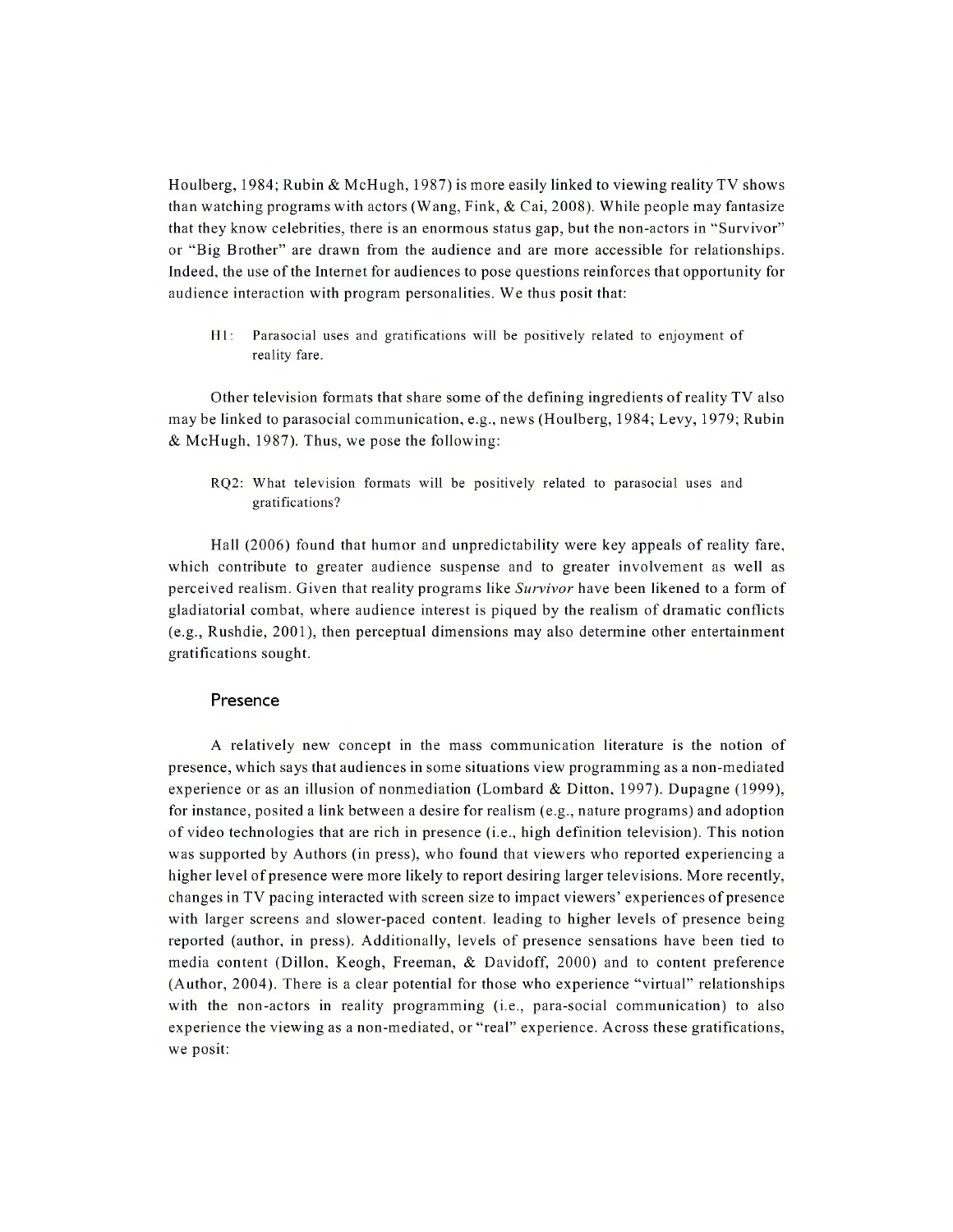Houlberg, 1984; Rubin & McHugh, 1987) is more easily linked to viewing reality TV shows than watching programs with actors (Wang, Fink, & Cai, 2008). While people may fantasize that they know celebrities, there is an enormous status gap, but the non-actors in "Survivor" or "Big Brother" are drawn from the audience and are more accessible for relationships. Indeed, the use of the Internet for audiences to pose questions reinforces that opportunity for audience interaction with program personalities. We thus posit that:

> H1: Parasocial uses and gratifications will be positively related to enjoyment of reality fare.

Other television formats that share some of the defining ingredients of reality TV also may be linked to parasocial communication, e.g., news (Houlberg, 1984; Levy, 1979; Rubin & McHugh, 1987). Thus, we pose the following:

> RQ2: What television formats will be positively related to parasocial uses and gratifications?

Hall (2006) found that humor and unpredictability were key appeals of reality fare, which contribute to greater audience suspense and to greater involvement as well as perceived realism. Given that reality programs like *Survivor* have been likened to a form of gladiatorial combat, where audience interest is piqued by the realism of dramatic conflicts (e.g., Rushdie, 2001), then perceptual dimensions may also determine other entertainment gratifications sought.

## Presence

A relatively new concept in the mass communication literature is the notion of presence, which says that audiences in some situations view programming as a non-mediated experience or as an illusion of nonmediation (Lombard & Ditton, 1997). Dupagne (1999), for instance, posited a link between a desire for realism (e.g., nature programs) and adoption of video technologies that are rich in presence (i.e., high definition television). This notion was supported by Authors (in press), who found that viewers who reported experiencing a higher level of presence were more likely to report desiring larger televisions. More recently, changes in TV pacing interacted with screen size to impact viewers' experiences of presence with larger screens and slower-paced content. leading to higher levels of presence being reported (author, in press). Additionally, levels of presence sensations have been tied to media content (Dillon, Keogh, Freeman, & Davidoff, 2000) and to content preference (Author, 2004). There is a clear potential for those who experience "virtual" relationships with the non-actors in reality programming (i.e., para-social communication) to also experience the viewing as a non-mediated, or "real" experience. Across these gratifications, we posit: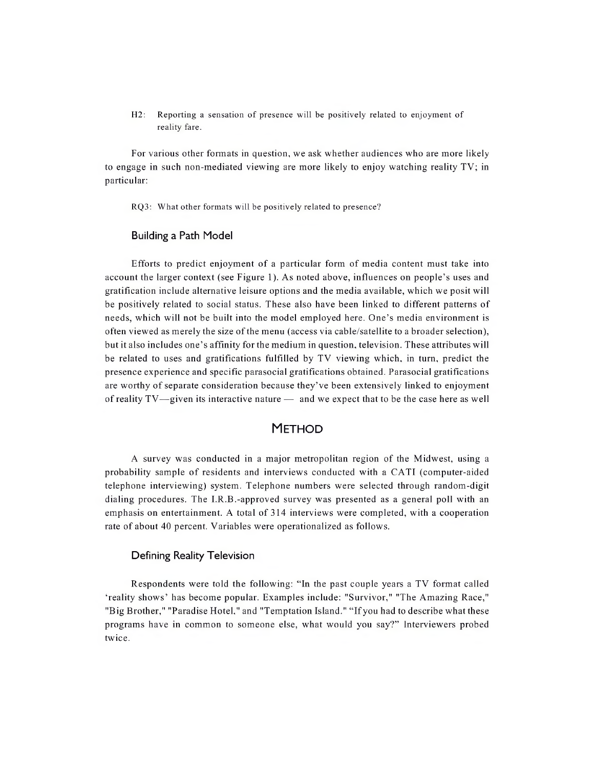H2: Reporting a sensation of presence will be positively related to enjoyment of reality fare.

For various other formats in question, we ask whether audiences who are more likely to engage in such non-mediated viewing are more likely to enjoy watching reality TV; in particular:

RQ3: What other formats will be positively related to presence?

### Building a Path Model

Efforts to predict enjoyment of a particular form of media content must take into account the larger context (see Figure 1). As noted above, influences on people's uses and gratification include alternative leisure options and the media available, which we posit will be positively related to social status. These also have been linked to different patterns of needs, which will not be built into the model employed here. One's media environment is often viewed as merely the size of the menu (access via cable/satellite to a broader selection), but it also includes one's affinity for the medium in question, television. These attributes will be related to uses and gratifications fulfilled by TV viewing which, in turn, predict the presence experience and specific parasocial gratifications obtained. Parasocial gratifications are worthy of separate consideration because they've been extensively linked to enjoyment of reality TV—given its interactive nature — and we expect that to be the case here as well

## METHOD

A survey was conducted in a major metropolitan region of the Midwest, using a probability sample of residents and interviews conducted with a CATI (computer-aided telephone interviewing) system. Telephone numbers were selected through random-digit dialing procedures. The I.R.B.-approved survey was presented as a general poll with an emphasis on entertainment. A total of 314 interviews were completed, with a cooperation rate of about 40 percent. Variables were operationalized as follows.

### Defining Reality Television

Respondents were told the following: "In the past couple years a TV format called 'reality shows' has become popular. Examples include: "Survivor," "The Amazing Race," "Big Brother," "Paradise Hotel," and "Temptation Island." "If you had to describe what these programs have in common to someone else, what would you say?" Interviewers probed twice.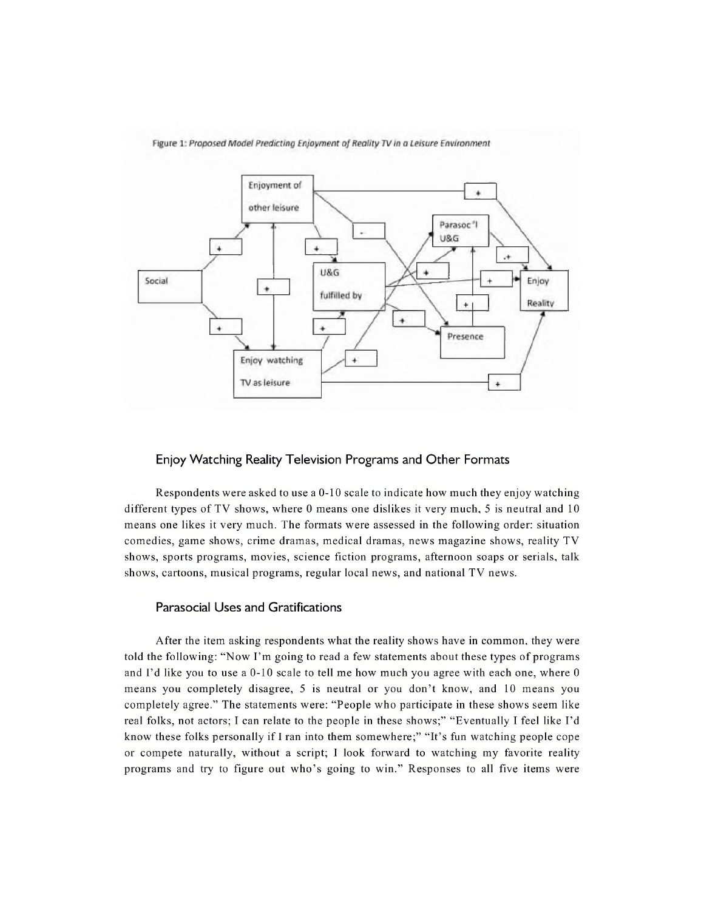Figure 1: *Proposed Model Predicting Enjoyment of Reality TV in a Leisure Environment*

## Enjoy Watching Reality Television Programs and Other Formats

Respondents were asked to use a 0-10 scale to indicate how much they enjoy watching different types of TV shows, where 0 means one dislikes it very much, 5 is neutral and 10 means one likes it very much. The formats were assessed in the following order: situation comedies, game shows, crime dramas, medical dramas, news magazine shows, reality TV shows, sports programs, movies, science fiction programs, afternoon soaps or serials, talk shows, cartoons, musical programs, regular local news, and national TV news.

## Parasocial Uses and Gratifications

After the item asking respondents what the reality shows have in common, they were told the following: "Now I'm going to read a few statements about these types of programs and I'd like you to use a 0-10 scale to tell me how much you agree with each one, where 0 means you completely disagree, 5 is neutral or you don't know, and 10 means you completely agree." The statements were: "People who participate in these shows seem like real folks, not actors; I can relate to the people in these shows;" "Eventually I feel like I'd know these folks personally if I ran into them somewhere;" "It's fun watching people cope or compete naturally, without a script; I look forward to watching my favorite reality programs and try to figure out who's going to win." Responses to all five items were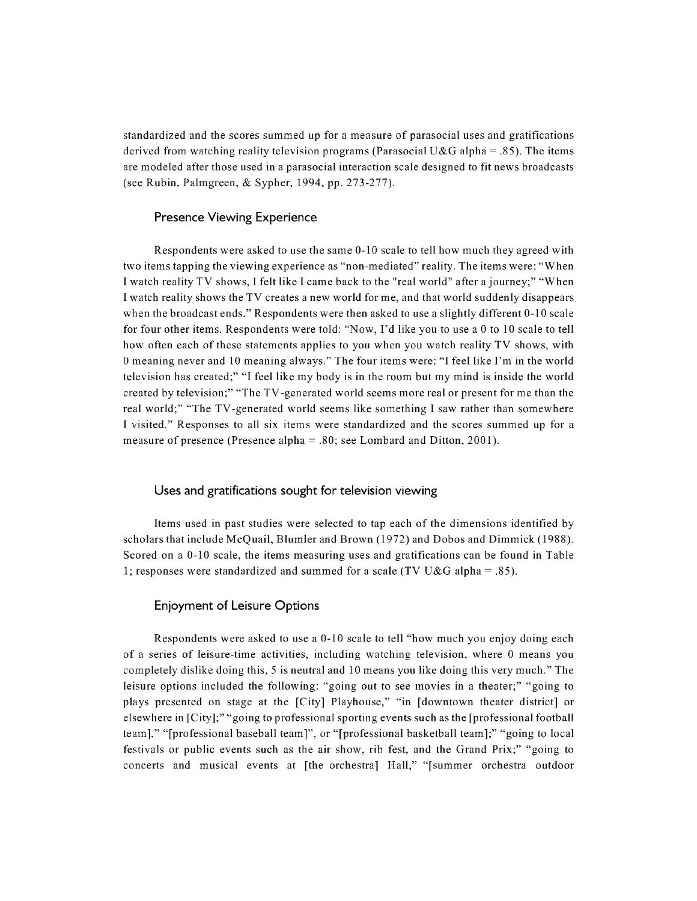standardized and the scores summed up for a measure of parasocial uses and gratifications derived from watching reality television programs (Parasocial U&G alpha = .85). The items are modeled after those used in a parasocial interaction scale designed to fit news broadcasts (see Rubin, Palmgreen, & Sypher, 1994, pp. 273-277).

### Presence Viewing Experience

Respondents were asked to use the same 0-10 scale to tell how much they agreed with two items tapping the viewing experience as "non-mediated" reality. The items were: "When I watch reality TV shows, I felt like I came back to the "real world" after a journey;" "When I watch reality shows the TV creates a new world for me, and that world suddenly disappears when the broadcast ends." Respondents were then asked to use a slightly different 0-10 scale for four other items. Respondents were told: "Now, I'd like you to use a 0 to 10 scale to tell how often each of these statements applies to you when you watch reality TV shows, with 0 meaning never and 10 meaning always." The four items were: "I feel like I'm in the world television has created;" "I feel like my body is in the room but my mind is inside the world created by television;" "The TV-generated world seems more real or present for me than the real world;" "The TV-generated world seems like something I saw rather than somewhere I visited." Responses to all six items were standardized and the scores summed up for a measure of presence (Presence alpha = .80; see Lombard and Ditton, 2001).

### Uses and gratifications sought for television viewing

Items used in past studies were selected to tap each of the dimensions identified by scholars that include McQuail, Blumler and Brown (1972) and Dobos and Dimmick (1988). Scored on a 0-10 scale, the items measuring uses and gratifications can be found in Table 1; responses were standardized and summed for a scale (TV U&G alpha = .85).

### Enjoyment of Leisure Options

Respondents were asked to use a 0-10 scale to tell "how much you enjoy doing each of a series of leisure-time activities, including watching television, where 0 means you completely dislike doing this, 5 is neutral and 10 means you like doing this very much." The leisure options included the following: "going out to see movies in a theater;" "going to plays presented on stage at the [City] Playhouse," "in [downtown theater district] or elsewhere in [City];" "going to professional sporting events such as the [professional football team]," "[professional baseball team]", or "[professional basketball team];" "going to local festivals or public events such as the air show, rib fest, and the Grand Prix;" "going to concerts and musical events at [the orchestra] Hall," "[summer orchestra outdoor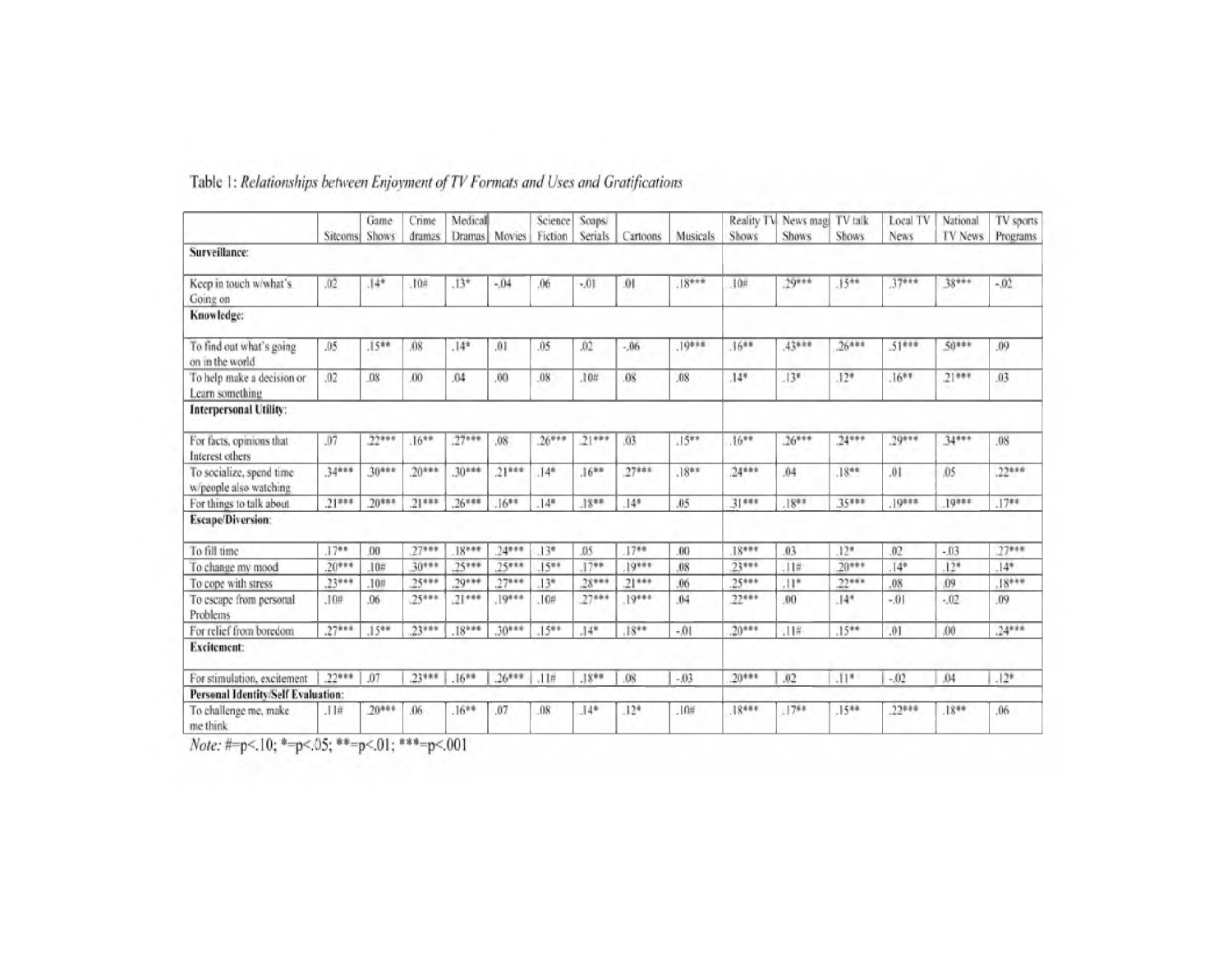Table 1: *Relationships between Enjoyment of TV Formats and Uses and Gratifications*

| | Sitcoms | Game Shows | Crime dramas | Medical Dramas | Movies | Science Fiction | Soaps/ Serials | Cartoons | Musicals | Reality TV Shows | News mag Shows | TV talk Shows | Local TV News | National TV News | TV sports Programs |
|---|---|---|---|---|---|---|---|---|---|---|---|---|---|---|---|
| **Surveillance**: | | | | | | | | | | | | | | | |
| Keep in touch w/what's Going on | .02 | .14* | .10# | .13* | -.04 | .06 | -.01 | .01 | .18*** | .10# | .29*** | .15** | .37*** | .38*** | -.02 |
| **Knowledge**: | | | | | | | | | | | | | | | |
| To find out what's going on in the world | .05 | .15** | .08 | .14* | .01 | .05 | .02 | -.06 | .19*** | .16** | .43*** | .26*** | .51*** | .50*** | .09 |
| To help make a decision or Learn something | .02 | .08 | .00 | .04 | .00 | .08 | .10# | .08 | .08 | .14* | .13* | .12* | .16** | .21*** | .03 |
| **Interpersonal Utility**: | | | | | | | | | | | | | | | |
| For facts, opinions that Interest others | .07 | .22*** | .16** | .27*** | .08 | .26*** | .21*** | .03 | .15** | .16** | .26*** | .24*** | .29*** | .34*** | .08 |
| To socialize, spend time w/people also watching | .34*** | .30*** | .20*** | .30*** | .21*** | .14* | .16** | .27*** | .18** | .24*** | .04 | .18** | .01 | .05 | .22*** |
| For things to talk about | .21*** | .20*** | .21*** | .26*** | .16** | .14* | .18** | .14* | .05 | .31*** | .18** | .35*** | .19*** | .19*** | .17** |
| **Escape/Diversion**: | | | | | | | | | | | | | | | |
| To fill time | .17** | .00 | .27*** | .18*** | .24*** | .13* | .05 | .17** | .00 | .18*** | .03 | .12* | .02 | -.03 | .27*** |
| To change my mood | .20*** | .10# | .30*** | .25*** | .25*** | .15** | .17** | .19*** | .08 | .23*** | .11# | .20*** | .14* | .12* | .14* |
| To cope with stress | .23*** | .10# | .25*** | .29*** | .27*** | .13* | .28*** | .21*** | .06 | .25*** | .11* | .22*** | .08 | .09 | .18*** |
| To escape from personal Problems | .10# | .06 | .25*** | .21*** | .19*** | .10# | .27*** | .19*** | .04 | .22*** | .00 | .14* | -.01 | -.02 | .09 |
| For relief from boredom | .27*** | .15** | .23*** | .18*** | .30*** | .15** | .14* | .18** | -.01 | .20*** | .11# | .15** | .01 | .00 | .24*** |
| **Excitement**: | | | | | | | | | | | | | | | |
| For stimulation, excitement | .22*** | .07 | .23*** | .16** | .26*** | .11# | .18** | .08 | -.03 | .20*** | .02 | .11* | -.02 | .04 | .12* |
| **Personal Identity/Self Evaluation**: | | | | | | | | | | | | | | | |
| To challenge me, make me think | .11# | .20*** | .06 | .16** | .07 | .08 | .14* | .12* | .10# | .18*** | .17** | .15** | .22*** | .18** | .06 |

*Note:* #=p<.10; *=p<.05; **=p<.01; ***=p<.001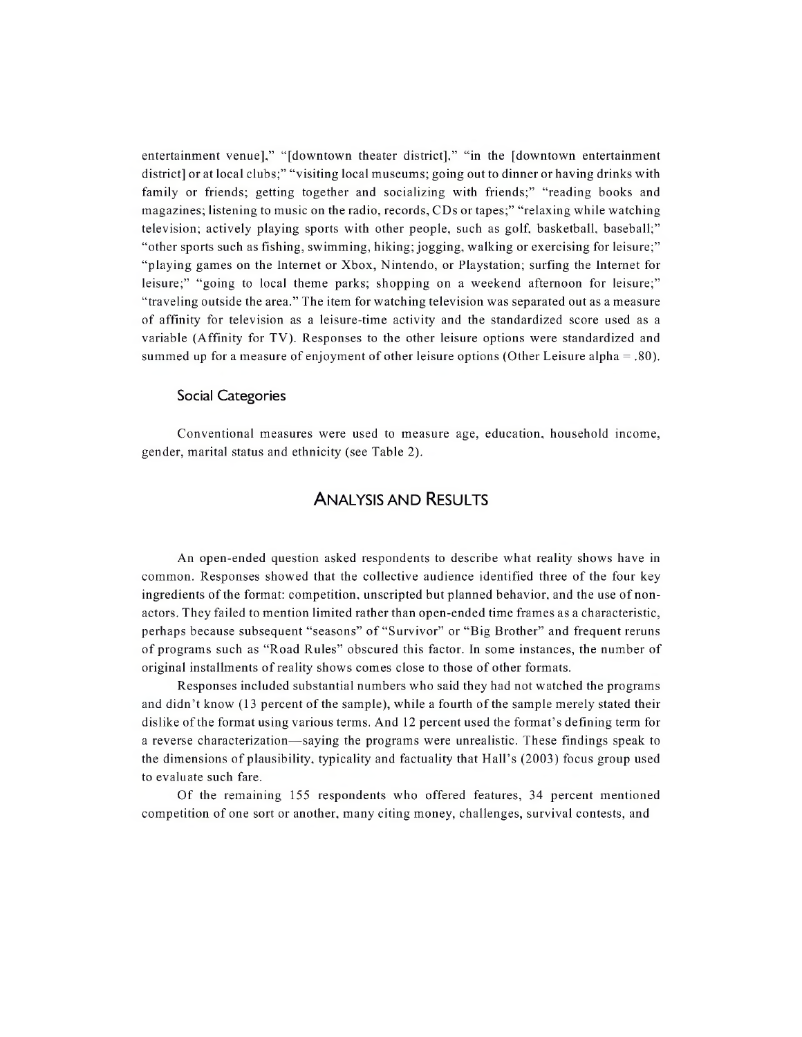entertainment venue]," "[downtown theater district]," "in the [downtown entertainment district] or at local clubs;" "visiting local museums; going out to dinner or having drinks with family or friends; getting together and socializing with friends;" "reading books and magazines; listening to music on the radio, records, CDs or tapes;" "relaxing while watching television; actively playing sports with other people, such as golf, basketball, baseball;" "other sports such as fishing, swimming, hiking; jogging, walking or exercising for leisure;" "playing games on the Internet or Xbox, Nintendo, or Playstation; surfing the Internet for leisure;" "going to local theme parks; shopping on a weekend afternoon for leisure;" "traveling outside the area." The item for watching television was separated out as a measure of affinity for television as a leisure-time activity and the standardized score used as a variable (Affinity for TV). Responses to the other leisure options were standardized and summed up for a measure of enjoyment of other leisure options (Other Leisure alpha = .80).

### Social Categories

Conventional measures were used to measure age, education, household income, gender, marital status and ethnicity (see Table 2).

## Analysis and Results

An open-ended question asked respondents to describe what reality shows have in common. Responses showed that the collective audience identified three of the four key ingredients of the format: competition, unscripted but planned behavior, and the use of non-actors. They failed to mention limited rather than open-ended time frames as a characteristic, perhaps because subsequent "seasons" of "Survivor" or "Big Brother" and frequent reruns of programs such as "Road Rules" obscured this factor. In some instances, the number of original installments of reality shows comes close to those of other formats.

Responses included substantial numbers who said they had not watched the programs and didn't know (13 percent of the sample), while a fourth of the sample merely stated their dislike of the format using various terms. And 12 percent used the format's defining term for a reverse characterization—saying the programs were unrealistic. These findings speak to the dimensions of plausibility, typicality and factuality that Hall's (2003) focus group used to evaluate such fare.

Of the remaining 155 respondents who offered features, 34 percent mentioned competition of one sort or another, many citing money, challenges, survival contests, and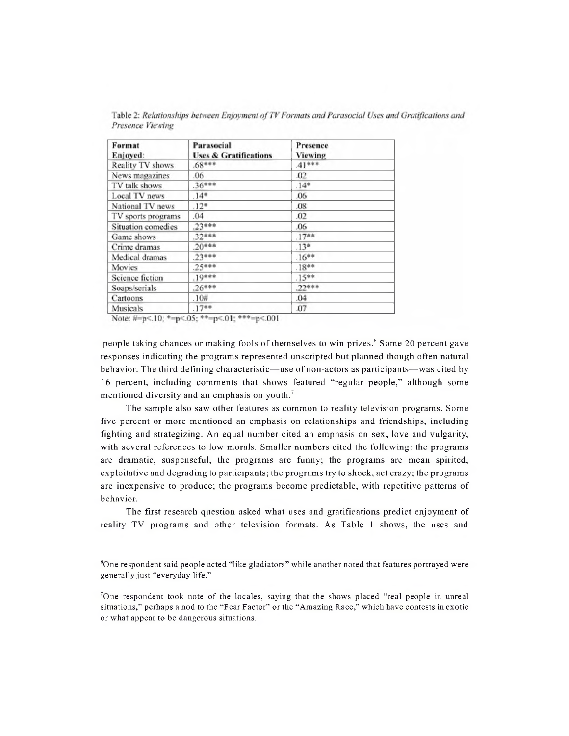Table 2: *Relationships between Enjoyment of TV Formats and Parasocial Uses and Gratifications and Presence Viewing*

| Format Enjoyed: | Parasocial Uses & Gratifications | Presence Viewing |
|---|---|---|
| Reality TV shows | .68*** | .41*** |
| News magazines | .06 | .02 |
| TV talk shows | .36*** | .14* |
| Local TV news | .14* | .06 |
| National TV news | .12* | .08 |
| TV sports programs | .04 | .02 |
| Situation comedies | .23*** | .06 |
| Game shows | .32*** | .17** |
| Crime dramas | .20*** | .13* |
| Medical dramas | .23*** | .16** |
| Movies | .25*** | .18** |
| Science fiction | .19*** | .15** |
| Soaps/serials | .26*** | .22*** |
| Cartoons | .10# | .04 |
| Musicals | .17** | .07 |

Note: #=p<.10; *=p<.05; **=p<.01; ***=p<.001

people taking chances or making fools of themselves to win prizes.[6] Some 20 percent gave responses indicating the programs represented unscripted but planned though often natural behavior. The third defining characteristic—use of non-actors as participants—was cited by 16 percent, including comments that shows featured "regular people," although some mentioned diversity and an emphasis on youth.[7]

The sample also saw other features as common to reality television programs. Some five percent or more mentioned an emphasis on relationships and friendships, including fighting and strategizing. An equal number cited an emphasis on sex, love and vulgarity, with several references to low morals. Smaller numbers cited the following: the programs are dramatic, suspenseful; the programs are funny; the programs are mean spirited, exploitative and degrading to participants; the programs try to shock, act crazy; the programs are inexpensive to produce; the programs become predictable, with repetitive patterns of behavior.

The first research question asked what uses and gratifications predict enjoyment of reality TV programs and other television formats. As Table 1 shows, the uses and

[6]One respondent said people acted "like gladiators" while another noted that features portrayed were generally just "everyday life."

[7]One respondent took note of the locales, saying that the shows placed "real people in unreal situations," perhaps a nod to the "Fear Factor" or the "Amazing Race," which have contests in exotic or what appear to be dangerous situations.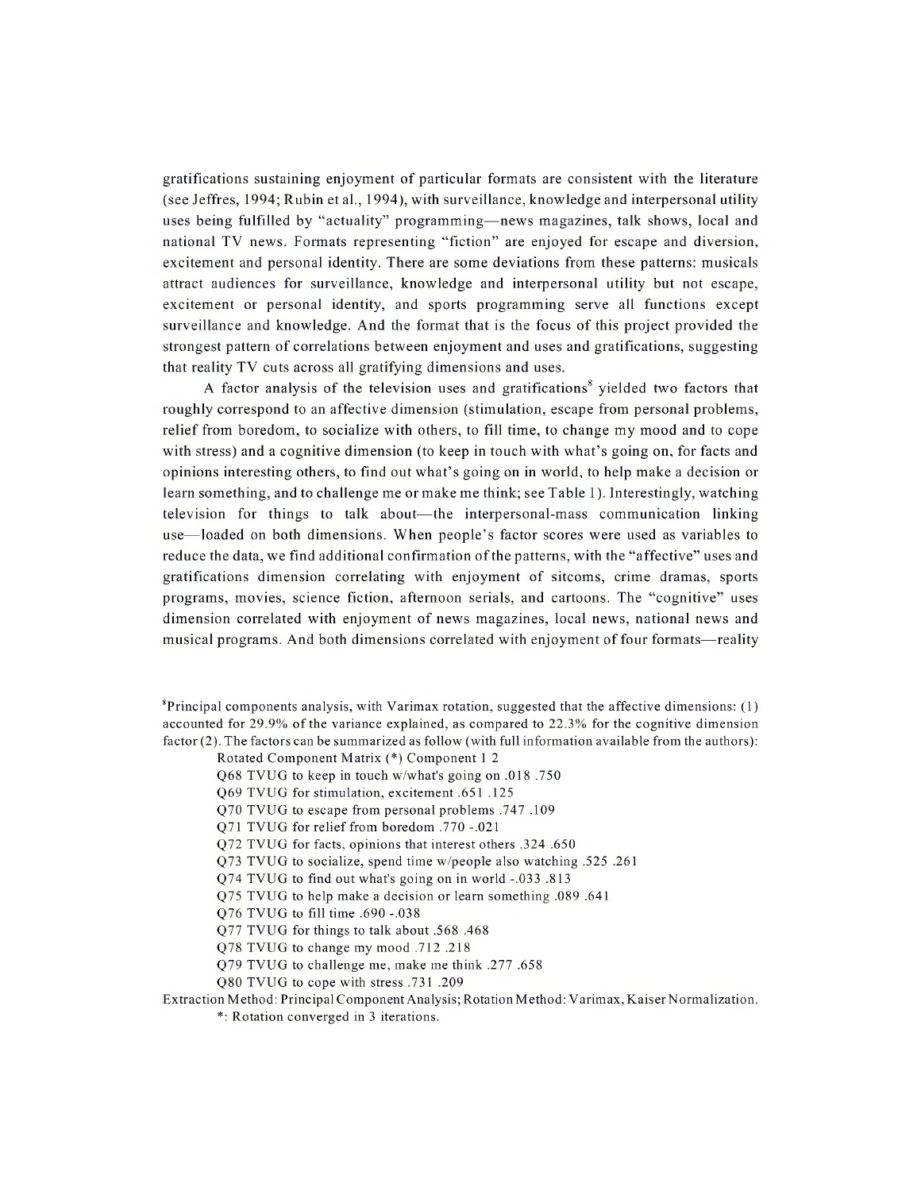gratifications sustaining enjoyment of particular formats are consistent with the literature (see Jeffres, 1994; Rubin et al., 1994), with surveillance, knowledge and interpersonal utility uses being fulfilled by "actuality" programming—news magazines, talk shows, local and national TV news. Formats representing "fiction" are enjoyed for escape and diversion, excitement and personal identity. There are some deviations from these patterns: musicals attract audiences for surveillance, knowledge and interpersonal utility but not escape, excitement or personal identity, and sports programming serve all functions except surveillance and knowledge. And the format that is the focus of this project provided the strongest pattern of correlations between enjoyment and uses and gratifications, suggesting that reality TV cuts across all gratifying dimensions and uses.

A factor analysis of the television uses and gratifications[8] yielded two factors that roughly correspond to an affective dimension (stimulation, escape from personal problems, relief from boredom, to socialize with others, to fill time, to change my mood and to cope with stress) and a cognitive dimension (to keep in touch with what's going on, for facts and opinions interesting others, to find out what's going on in world, to help make a decision or learn something, and to challenge me or make me think; see Table 1). Interestingly, watching television for things to talk about—the interpersonal-mass communication linking use—loaded on both dimensions. When people's factor scores were used as variables to reduce the data, we find additional confirmation of the patterns, with the "affective" uses and gratifications dimension correlating with enjoyment of sitcoms, crime dramas, sports programs, movies, science fiction, afternoon serials, and cartoons. The "cognitive" uses dimension correlated with enjoyment of news magazines, local news, national news and musical programs. And both dimensions correlated with enjoyment of four formats—reality

[8]Principal components analysis, with Varimax rotation, suggested that the affective dimensions: (1) accounted for 29.9% of the variance explained, as compared to 22.3% for the cognitive dimension factor (2). The factors can be summarized as follow (with full information available from the authors):

| Rotated Component Matrix (*) | Component 1 | 2 |
|---|---|---|
| Q68 TVUG to keep in touch w/what's going on | .018 | .750 |
| Q69 TVUG for stimulation, excitement | .651 | .125 |
| Q70 TVUG to escape from personal problems | .747 | .109 |
| Q71 TVUG for relief from boredom | .770 | -.021 |
| Q72 TVUG for facts, opinions that interest others | .324 | .650 |
| Q73 TVUG to socialize, spend time w/people also watching | .525 | .261 |
| Q74 TVUG to find out what's going on in world | -.033 | .813 |
| Q75 TVUG to help make a decision or learn something | .089 | .641 |
| Q76 TVUG to fill time | .690 | -.038 |
| Q77 TVUG for things to talk about | .568 | .468 |
| Q78 TVUG to change my mood | .712 | .218 |
| Q79 TVUG to challenge me, make me think | .277 | .658 |
| Q80 TVUG to cope with stress | .731 | .209 |

Extraction Method: Principal Component Analysis; Rotation Method: Varimax, Kaiser Normalization.
*: Rotation converged in 3 iterations.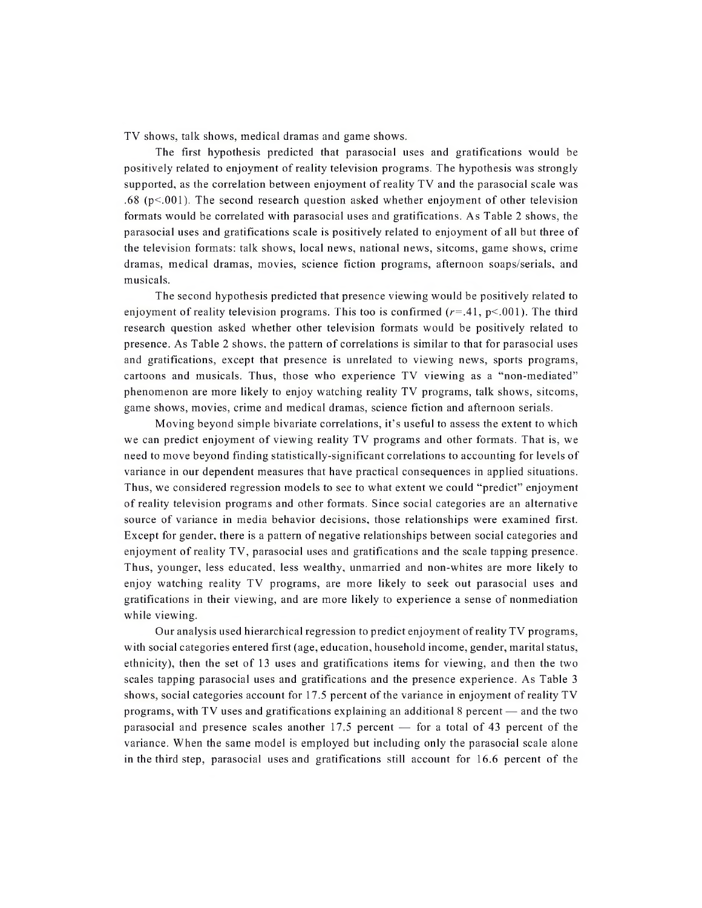TV shows, talk shows, medical dramas and game shows.

The first hypothesis predicted that parasocial uses and gratifications would be positively related to enjoyment of reality television programs. The hypothesis was strongly supported, as the correlation between enjoyment of reality TV and the parasocial scale was .68 ($p<.001$). The second research question asked whether enjoyment of other television formats would be correlated with parasocial uses and gratifications. As Table 2 shows, the parasocial uses and gratifications scale is positively related to enjoyment of all but three of the television formats: talk shows, local news, national news, sitcoms, game shows, crime dramas, medical dramas, movies, science fiction programs, afternoon soaps/serials, and musicals.

The second hypothesis predicted that presence viewing would be positively related to enjoyment of reality television programs. This too is confirmed ($r$=.41, $p<.001$). The third research question asked whether other television formats would be positively related to presence. As Table 2 shows, the pattern of correlations is similar to that for parasocial uses and gratifications, except that presence is unrelated to viewing news, sports programs, cartoons and musicals. Thus, those who experience TV viewing as a "non-mediated" phenomenon are more likely to enjoy watching reality TV programs, talk shows, sitcoms, game shows, movies, crime and medical dramas, science fiction and afternoon serials.

Moving beyond simple bivariate correlations, it's useful to assess the extent to which we can predict enjoyment of viewing reality TV programs and other formats. That is, we need to move beyond finding statistically-significant correlations to accounting for levels of variance in our dependent measures that have practical consequences in applied situations. Thus, we considered regression models to see to what extent we could "predict" enjoyment of reality television programs and other formats. Since social categories are an alternative source of variance in media behavior decisions, those relationships were examined first. Except for gender, there is a pattern of negative relationships between social categories and enjoyment of reality TV, parasocial uses and gratifications and the scale tapping presence. Thus, younger, less educated, less wealthy, unmarried and non-whites are more likely to enjoy watching reality TV programs, are more likely to seek out parasocial uses and gratifications in their viewing, and are more likely to experience a sense of nonmediation while viewing.

Our analysis used hierarchical regression to predict enjoyment of reality TV programs, with social categories entered first (age, education, household income, gender, marital status, ethnicity), then the set of 13 uses and gratifications items for viewing, and then the two scales tapping parasocial uses and gratifications and the presence experience. As Table 3 shows, social categories account for 17.5 percent of the variance in enjoyment of reality TV programs, with TV uses and gratifications explaining an additional 8 percent — and the two parasocial and presence scales another 17.5 percent — for a total of 43 percent of the variance. When the same model is employed but including only the parasocial scale alone in the third step, parasocial uses and gratifications still account for 16.6 percent of the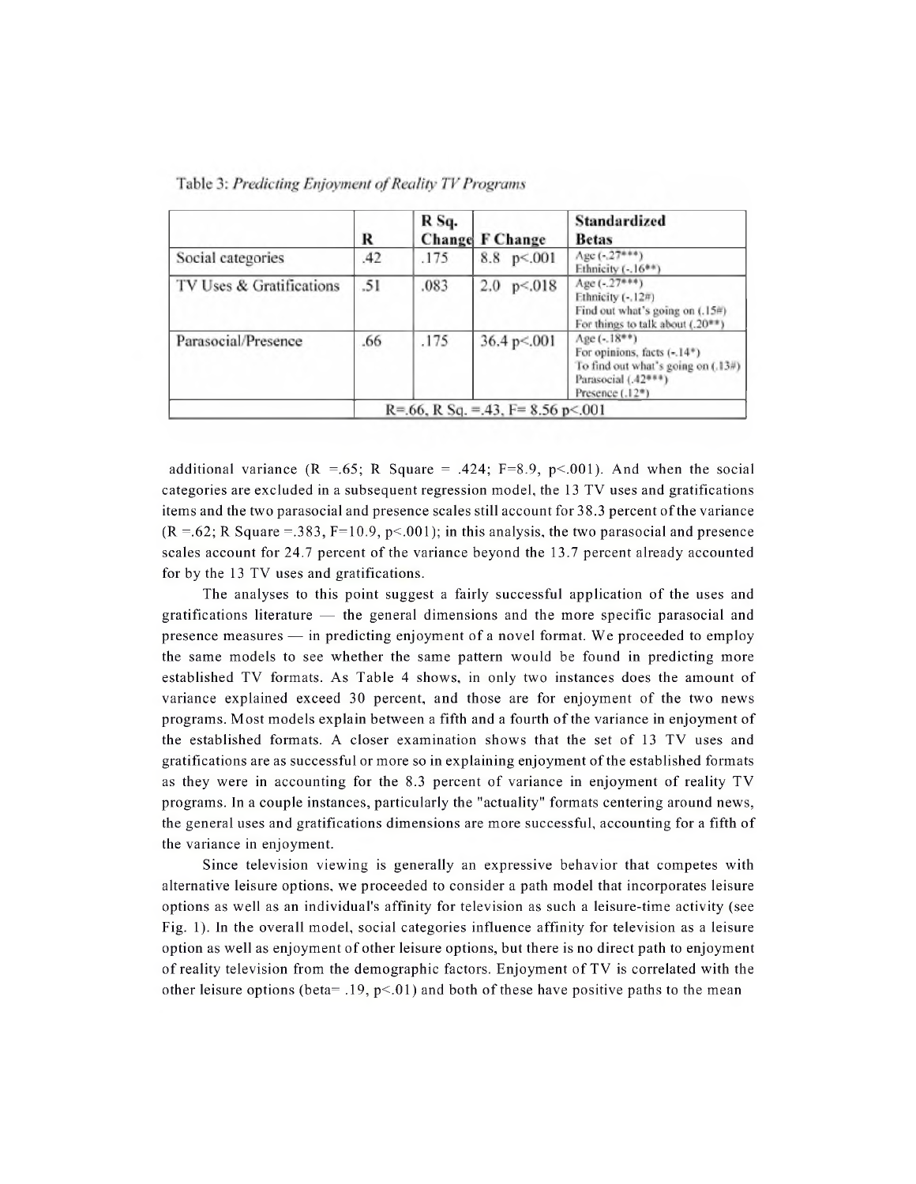Table 3: *Predicting Enjoyment of Reality TV Programs*

| | R | R Sq. Change | F Change | Standardized Betas |
|---|---|---|---|---|
| Social categories | .42 | .175 | 8.8 p<.001 | Age (-.27***)<br>Ethnicity (-.16**) |
| TV Uses & Gratifications | .51 | .083 | 2.0 p<.018 | Age (-.27***)<br>Ethnicity (-.12#)<br>Find out what's going on (.15#)<br>For things to talk about (.20**) |
| Parasocial/Presence | .66 | .175 | 36.4 p<.001 | Age (-.18**)<br>For opinions, facts (-.14*)<br>To find out what's going on (.13#)<br>Parasocial (.42***)<br>Presence (.12*) |
| | R=.66, R Sq. =.43, F= 8.56 p<.001 | | | |

additional variance (R =.65; R Square = .424; F=8.9, p<.001). And when the social categories are excluded in a subsequent regression model, the 13 TV uses and gratifications items and the two parasocial and presence scales still account for 38.3 percent of the variance (R =.62; R Square =.383, F=10.9, p<.001); in this analysis, the two parasocial and presence scales account for 24.7 percent of the variance beyond the 13.7 percent already accounted for by the 13 TV uses and gratifications.

The analyses to this point suggest a fairly successful application of the uses and gratifications literature — the general dimensions and the more specific parasocial and presence measures — in predicting enjoyment of a novel format. We proceeded to employ the same models to see whether the same pattern would be found in predicting more established TV formats. As Table 4 shows, in only two instances does the amount of variance explained exceed 30 percent, and those are for enjoyment of the two news programs. Most models explain between a fifth and a fourth of the variance in enjoyment of the established formats. A closer examination shows that the set of 13 TV uses and gratifications are as successful or more so in explaining enjoyment of the established formats as they were in accounting for the 8.3 percent of variance in enjoyment of reality TV programs. In a couple instances, particularly the "actuality" formats centering around news, the general uses and gratifications dimensions are more successful, accounting for a fifth of the variance in enjoyment.

Since television viewing is generally an expressive behavior that competes with alternative leisure options, we proceeded to consider a path model that incorporates leisure options as well as an individual's affinity for television as such a leisure-time activity (see Fig. 1). In the overall model, social categories influence affinity for television as a leisure option as well as enjoyment of other leisure options, but there is no direct path to enjoyment of reality television from the demographic factors. Enjoyment of TV is correlated with the other leisure options (beta= .19, p<.01) and both of these have positive paths to the mean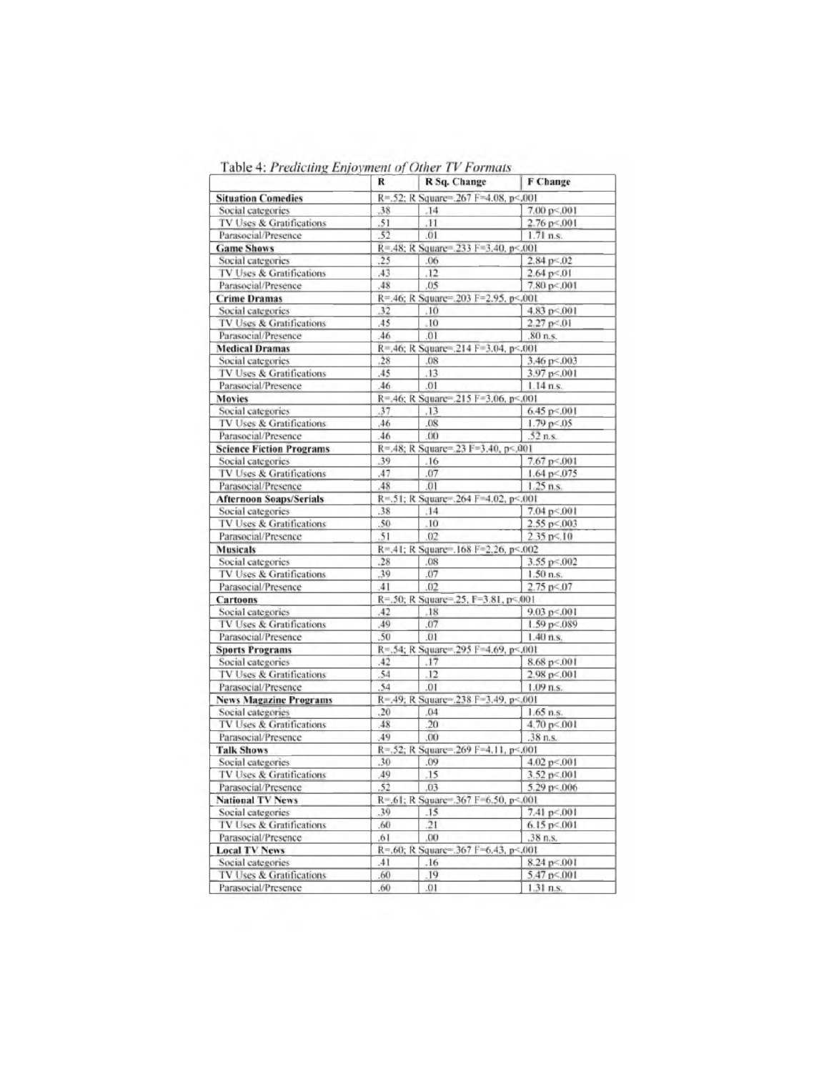Table 4: *Predicting Enjoyment of Other TV Formats*

| | R | R Sq. Change | F Change |
|---|---|---|---|
| **Situation Comedies** | R=.52; R Square=.267 F=4.08, p<.001 | | |
| Social categories | .38 | .14 | 7.00 p<.001 |
| TV Uses & Gratifications | .51 | .11 | 2.76 p<.001 |
| Parasocial/Presence | .52 | .01 | 1.71 n.s. |
| **Game Shows** | R=.48; R Square=.233 F=3.40, p<.001 | | |
| Social categories | .25 | .06 | 2.84 p<.02 |
| TV Uses & Gratifications | .43 | .12 | 2.64 p<.01 |
| Parasocial/Presence | .48 | .05 | 7.80 p<.001 |
| **Crime Dramas** | R=.46; R Square=.203 F=2.95, p<.001 | | |
| Social categories | .32 | .10 | 4.83 p<.001 |
| TV Uses & Gratifications | .45 | .10 | 2.27 p<.01 |
| Parasocial/Presence | .46 | .01 | .80 n.s. |
| **Medical Dramas** | R=.46; R Square=.214 F=3.04, p<.001 | | |
| Social categories | .28 | .08 | 3.46 p<.003 |
| TV Uses & Gratifications | .45 | .13 | 3.97 p<.001 |
| Parasocial/Presence | .46 | .01 | 1.14 n.s. |
| **Movies** | R=.46; R Square=.215 F=3.06, p<.001 | | |
| Social categories | .37 | .13 | 6.45 p<.001 |
| TV Uses & Gratifications | .46 | .08 | 1.79 p<.05 |
| Parasocial/Presence | .46 | .00 | .52 n.s. |
| **Science Fiction Programs** | R=.48; R Square=.23 F=3.40, p<.001 | | |
| Social categories | .39 | .16 | 7.67 p<.001 |
| TV Uses & Gratifications | .47 | .07 | 1.64 p<.075 |
| Parasocial/Presence | .48 | .01 | 1.25 n.s. |
| **Afternoon Soaps/Serials** | R=.51; R Square=.264 F=4.02, p<.001 | | |
| Social categories | .38 | .14 | 7.04 p<.001 |
| TV Uses & Gratifications | .50 | .10 | 2.55 p<.003 |
| Parasocial/Presence | .51 | .02 | 2.35 p<.10 |
| **Musicals** | R=.41; R Square=.168 F=2.26, p<.002 | | |
| Social categories | .28 | .08 | 3.55 p<.002 |
| TV Uses & Gratifications | .39 | .07 | 1.50 n.s. |
| Parasocial/Presence | .41 | .02 | 2.75 p<.07 |
| **Cartoons** | R=.50; R Square=.25, F=3.81, p<.001 | | |
| Social categories | .42 | .18 | 9.03 p<.001 |
| TV Uses & Gratifications | .49 | .07 | 1.59 p<.089 |
| Parasocial/Presence | .50 | .01 | 1.40 n.s. |
| **Sports Programs** | R=.54; R Square=.295 F=4.69, p<.001 | | |
| Social categories | .42 | .17 | 8.68 p<.001 |
| TV Uses & Gratifications | .54 | .12 | 2.98 p<.001 |
| Parasocial/Presence | .54 | .01 | 1.09 n.s. |
| **News Magazine Programs** | R=.49; R Square=.238 F=3.49, p<.001 | | |
| Social categories | .20 | .04 | 1.65 n.s. |
| TV Uses & Gratifications | .48 | .20 | 4.70 p<.001 |
| Parasocial/Presence | .49 | .00 | .38 n.s. |
| **Talk Shows** | R=.52; R Square=.269 F=4.11, p<.001 | | |
| Social categories | .30 | .09 | 4.02 p<.001 |
| TV Uses & Gratifications | .49 | .15 | 3.52 p<.001 |
| Parasocial/Presence | .52 | .03 | 5.29 p<.006 |
| **National TV News** | R=.61; R Square=.367 F=6.50, p<.001 | | |
| Social categories | .39 | .15 | 7.41 p<.001 |
| TV Uses & Gratifications | .60 | .21 | 6.15 p<.001 |
| Parasocial/Presence | .61 | .00 | .38 n.s. |
| **Local TV News** | R=.60; R Square=.367 F=6.43, p<.001 | | |
| Social categories | .41 | .16 | 8.24 p<.001 |
| TV Uses & Gratifications | .60 | .19 | 5.47 p<.001 |
| Parasocial/Presence | .60 | .01 | 1.31 n.s. |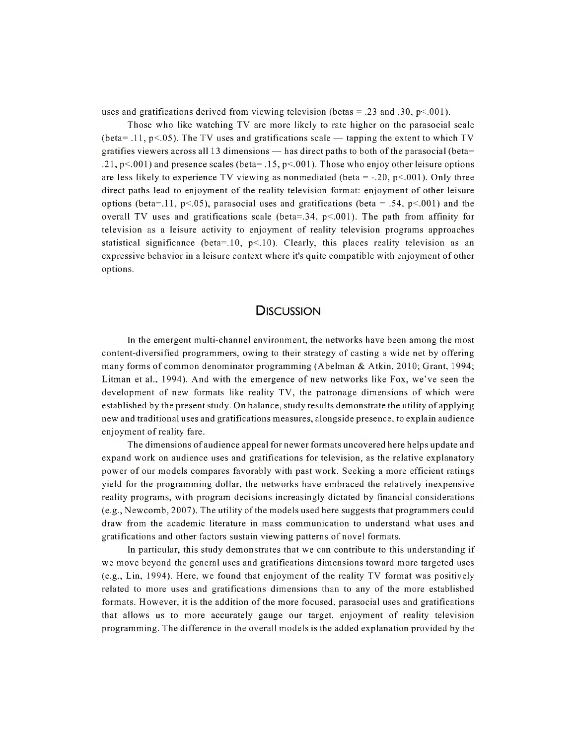uses and gratifications derived from viewing television (betas = .23 and .30, $p<.001$).

Those who like watching TV are more likely to rate higher on the parasocial scale (beta= .11, $p<.05$). The TV uses and gratifications scale — tapping the extent to which TV gratifies viewers across all 13 dimensions — has direct paths to both of the parasocial (beta= .21, $p<.001$) and presence scales (beta= .15, $p<.001$). Those who enjoy other leisure options are less likely to experience TV viewing as nonmediated (beta = -.20, $p<.001$). Only three direct paths lead to enjoyment of the reality television format: enjoyment of other leisure options (beta=.11, $p<.05$), parasocial uses and gratifications (beta = .54, $p<.001$) and the overall TV uses and gratifications scale (beta=.34, $p<.001$). The path from affinity for television as a leisure activity to enjoyment of reality television programs approaches statistical significance (beta=.10, $p<.10$). Clearly, this places reality television as an expressive behavior in a leisure context where it's quite compatible with enjoyment of other options.

## Discussion

In the emergent multi-channel environment, the networks have been among the most content-diversified programmers, owing to their strategy of casting a wide net by offering many forms of common denominator programming (Abelman & Atkin, 2010; Grant, 1994; Litman et al., 1994). And with the emergence of new networks like Fox, we've seen the development of new formats like reality TV, the patronage dimensions of which were established by the present study. On balance, study results demonstrate the utility of applying new and traditional uses and gratifications measures, alongside presence, to explain audience enjoyment of reality fare.

The dimensions of audience appeal for newer formats uncovered here helps update and expand work on audience uses and gratifications for television, as the relative explanatory power of our models compares favorably with past work. Seeking a more efficient ratings yield for the programming dollar, the networks have embraced the relatively inexpensive reality programs, with program decisions increasingly dictated by financial considerations (e.g., Newcomb, 2007). The utility of the models used here suggests that programmers could draw from the academic literature in mass communication to understand what uses and gratifications and other factors sustain viewing patterns of novel formats.

In particular, this study demonstrates that we can contribute to this understanding if we move beyond the general uses and gratifications dimensions toward more targeted uses (e.g., Lin, 1994). Here, we found that enjoyment of the reality TV format was positively related to more uses and gratifications dimensions than to any of the more established formats. However, it is the addition of the more focused, parasocial uses and gratifications that allows us to more accurately gauge our target, enjoyment of reality television programming. The difference in the overall models is the added explanation provided by the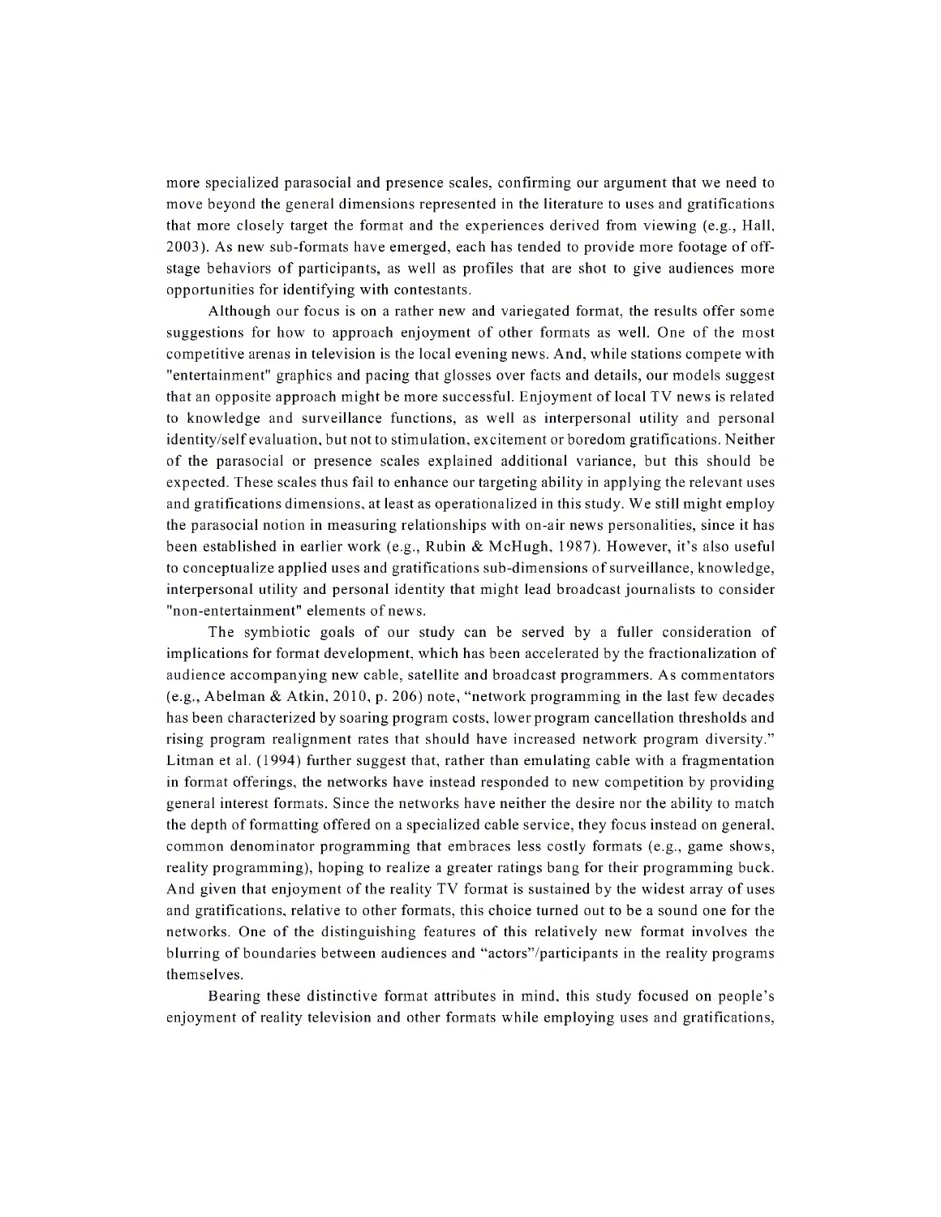more specialized parasocial and presence scales, confirming our argument that we need to move beyond the general dimensions represented in the literature to uses and gratifications that more closely target the format and the experiences derived from viewing (e.g., Hall, 2003). As new sub-formats have emerged, each has tended to provide more footage of off-stage behaviors of participants, as well as profiles that are shot to give audiences more opportunities for identifying with contestants.

Although our focus is on a rather new and variegated format, the results offer some suggestions for how to approach enjoyment of other formats as well. One of the most competitive arenas in television is the local evening news. And, while stations compete with "entertainment" graphics and pacing that glosses over facts and details, our models suggest that an opposite approach might be more successful. Enjoyment of local TV news is related to knowledge and surveillance functions, as well as interpersonal utility and personal identity/self evaluation, but not to stimulation, excitement or boredom gratifications. Neither of the parasocial or presence scales explained additional variance, but this should be expected. These scales thus fail to enhance our targeting ability in applying the relevant uses and gratifications dimensions, at least as operationalized in this study. We still might employ the parasocial notion in measuring relationships with on-air news personalities, since it has been established in earlier work (e.g., Rubin & McHugh, 1987). However, it's also useful to conceptualize applied uses and gratifications sub-dimensions of surveillance, knowledge, interpersonal utility and personal identity that might lead broadcast journalists to consider "non-entertainment" elements of news.

The symbiotic goals of our study can be served by a fuller consideration of implications for format development, which has been accelerated by the fractionalization of audience accompanying new cable, satellite and broadcast programmers. As commentators (e.g., Abelman & Atkin, 2010, p. 206) note, "network programming in the last few decades has been characterized by soaring program costs, lower program cancellation thresholds and rising program realignment rates that should have increased network program diversity." Litman et al. (1994) further suggest that, rather than emulating cable with a fragmentation in format offerings, the networks have instead responded to new competition by providing general interest formats. Since the networks have neither the desire nor the ability to match the depth of formatting offered on a specialized cable service, they focus instead on general, common denominator programming that embraces less costly formats (e.g., game shows, reality programming), hoping to realize a greater ratings bang for their programming buck. And given that enjoyment of the reality TV format is sustained by the widest array of uses and gratifications, relative to other formats, this choice turned out to be a sound one for the networks. One of the distinguishing features of this relatively new format involves the blurring of boundaries between audiences and "actors"/participants in the reality programs themselves.

Bearing these distinctive format attributes in mind, this study focused on people's enjoyment of reality television and other formats while employing uses and gratifications,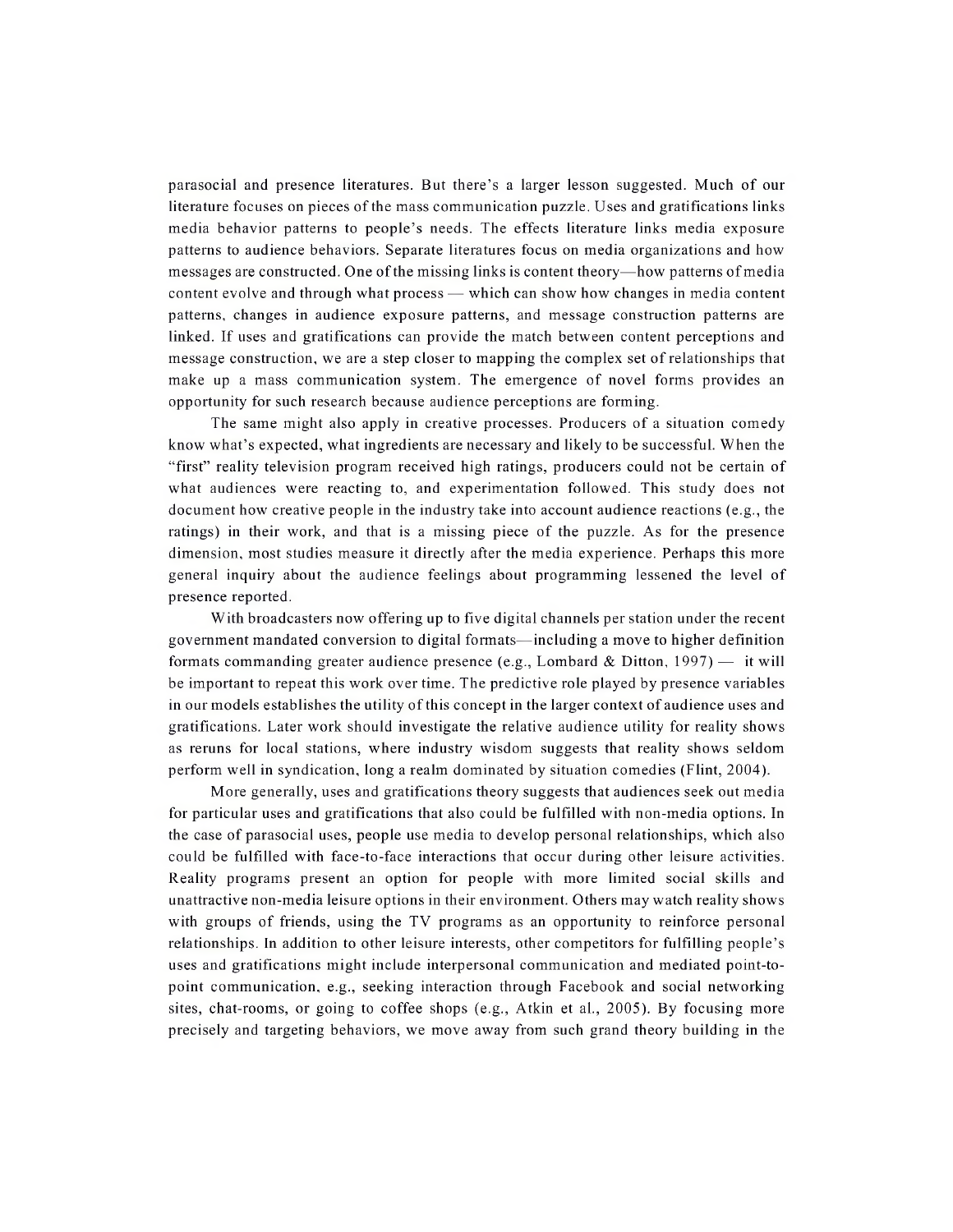parasocial and presence literatures. But there's a larger lesson suggested. Much of our literature focuses on pieces of the mass communication puzzle. Uses and gratifications links media behavior patterns to people's needs. The effects literature links media exposure patterns to audience behaviors. Separate literatures focus on media organizations and how messages are constructed. One of the missing links is content theory—how patterns of media content evolve and through what process — which can show how changes in media content patterns, changes in audience exposure patterns, and message construction patterns are linked. If uses and gratifications can provide the match between content perceptions and message construction, we are a step closer to mapping the complex set of relationships that make up a mass communication system. The emergence of novel forms provides an opportunity for such research because audience perceptions are forming.

The same might also apply in creative processes. Producers of a situation comedy know what's expected, what ingredients are necessary and likely to be successful. When the "first" reality television program received high ratings, producers could not be certain of what audiences were reacting to, and experimentation followed. This study does not document how creative people in the industry take into account audience reactions (e.g., the ratings) in their work, and that is a missing piece of the puzzle. As for the presence dimension, most studies measure it directly after the media experience. Perhaps this more general inquiry about the audience feelings about programming lessened the level of presence reported.

With broadcasters now offering up to five digital channels per station under the recent government mandated conversion to digital formats—including a move to higher definition formats commanding greater audience presence (e.g., Lombard & Ditton, 1997) — it will be important to repeat this work over time. The predictive role played by presence variables in our models establishes the utility of this concept in the larger context of audience uses and gratifications. Later work should investigate the relative audience utility for reality shows as reruns for local stations, where industry wisdom suggests that reality shows seldom perform well in syndication, long a realm dominated by situation comedies (Flint, 2004).

More generally, uses and gratifications theory suggests that audiences seek out media for particular uses and gratifications that also could be fulfilled with non-media options. In the case of parasocial uses, people use media to develop personal relationships, which also could be fulfilled with face-to-face interactions that occur during other leisure activities. Reality programs present an option for people with more limited social skills and unattractive non-media leisure options in their environment. Others may watch reality shows with groups of friends, using the TV programs as an opportunity to reinforce personal relationships. In addition to other leisure interests, other competitors for fulfilling people's uses and gratifications might include interpersonal communication and mediated point-to-point communication, e.g., seeking interaction through Facebook and social networking sites, chat-rooms, or going to coffee shops (e.g., Atkin et al., 2005). By focusing more precisely and targeting behaviors, we move away from such grand theory building in the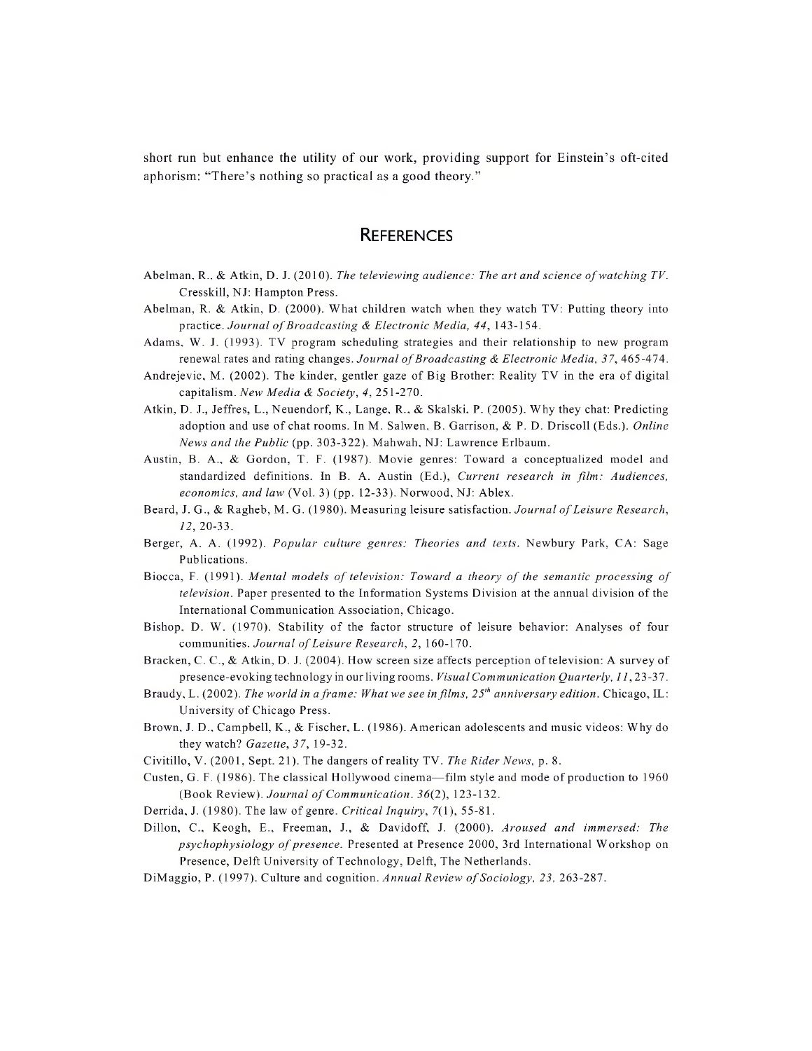short run but enhance the utility of our work, providing support for Einstein's oft-cited aphorism: "There's nothing so practical as a good theory."

## REFERENCES

Abelman, R., & Atkin, D. J. (2010). *The televiewing audience: The art and science of watching TV.* Cresskill, NJ: Hampton Press.

Abelman, R. & Atkin, D. (2000). What children watch when they watch TV: Putting theory into practice. *Journal of Broadcasting & Electronic Media, 44*, 143-154.

Adams, W. J. (1993). TV program scheduling strategies and their relationship to new program renewal rates and rating changes. *Journal of Broadcasting & Electronic Media, 37*, 465-474.

Andrejevic, M. (2002). The kinder, gentler gaze of Big Brother: Reality TV in the era of digital capitalism. *New Media & Society, 4*, 251-270.

Atkin, D. J., Jeffres, L., Neuendorf, K., Lange, R., & Skalski, P. (2005). Why they chat: Predicting adoption and use of chat rooms. In M. Salwen, B. Garrison, & P. D. Driscoll (Eds.). *Online News and the Public* (pp. 303-322). Mahwah, NJ: Lawrence Erlbaum.

Austin, B. A., & Gordon, T. F. (1987). Movie genres: Toward a conceptualized model and standardized definitions. In B. A. Austin (Ed.), *Current research in film: Audiences, economics, and law* (Vol. 3) (pp. 12-33). Norwood, NJ: Ablex.

Beard, J. G., & Ragheb, M. G. (1980). Measuring leisure satisfaction. *Journal of Leisure Research, 12*, 20-33.

Berger, A. A. (1992). *Popular culture genres: Theories and texts.* Newbury Park, CA: Sage Publications.

Biocca, F. (1991). *Mental models of television: Toward a theory of the semantic processing of television.* Paper presented to the Information Systems Division at the annual division of the International Communication Association, Chicago.

Bishop, D. W. (1970). Stability of the factor structure of leisure behavior: Analyses of four communities. *Journal of Leisure Research, 2*, 160-170.

Bracken, C. C., & Atkin, D. J. (2004). How screen size affects perception of television: A survey of presence-evoking technology in our living rooms. *Visual Communication Quarterly, 11*, 23-37.

Braudy, L. (2002). *The world in a frame: What we see in films, 25th anniversary edition.* Chicago, IL: University of Chicago Press.

Brown, J. D., Campbell, K., & Fischer, L. (1986). American adolescents and music videos: Why do they watch? *Gazette, 37*, 19-32.

Civitillo, V. (2001, Sept. 21). The dangers of reality TV. *The Rider News*, p. 8.

Custen, G. F. (1986). The classical Hollywood cinema—film style and mode of production to 1960 (Book Review). *Journal of Communication. 36*(2), 123-132.

Derrida, J. (1980). The law of genre. *Critical Inquiry, 7*(1), 55-81.

Dillon, C., Keogh, E., Freeman, J., & Davidoff, J. (2000). *Aroused and immersed: The psychophysiology of presence.* Presented at Presence 2000, 3rd International Workshop on Presence, Delft University of Technology, Delft, The Netherlands.

DiMaggio, P. (1997). Culture and cognition. *Annual Review of Sociology, 23*, 263-287.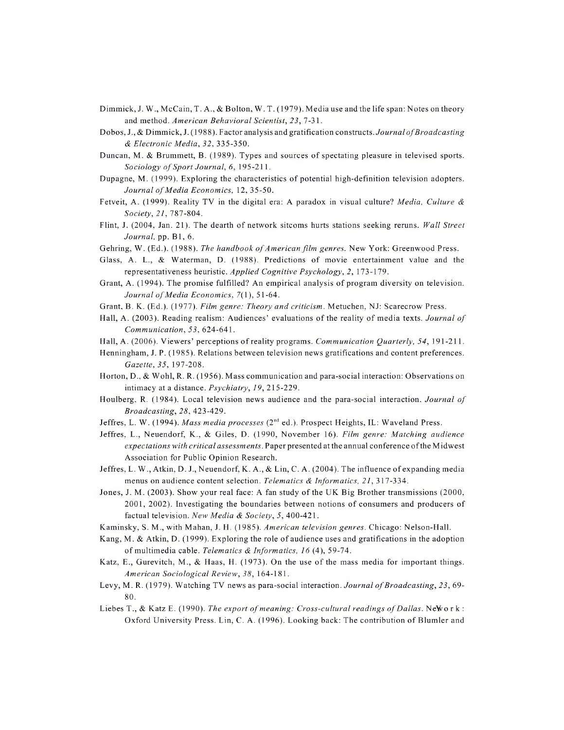Dimmick, J. W., McCain, T. A., & Bolton, W. T. (1979). Media use and the life span: Notes on theory and method. *American Behavioral Scientist*, *23*, 7-31.

Dobos, J., & Dimmick, J. (1988). Factor analysis and gratification constructs. *Journal of Broadcasting & Electronic Media*, *32*, 335-350.

Duncan, M. & Brummett, B. (1989). Types and sources of spectating pleasure in televised sports. *Sociology of Sport Journal*, *6*, 195-211.

Dupagne, M. (1999). Exploring the characteristics of potential high-definition television adopters. *Journal of Media Economics*, 12, 35-50.

Fetveit, A. (1999). Reality TV in the digital era: A paradox in visual culture? *Media, Culture & Society*, *21*, 787-804.

Flint, J. (2004, Jan. 21). The dearth of network sitcoms hurts stations seeking reruns. *Wall Street Journal*, pp. B1, 6.

Gehring, W. (Ed.). (1988). *The handbook of American film genres*. New York: Greenwood Press.

Glass, A. L., & Waterman, D. (1988). Predictions of movie entertainment value and the representativeness heuristic. *Applied Cognitive Psychology*, *2*, 173-179.

Grant, A. (1994). The promise fulfilled? An empirical analysis of program diversity on television. *Journal of Media Economics*, *7*(1), 51-64.

Grant, B. K. (Ed.). (1977). *Film genre: Theory and criticism*. Metuchen, NJ: Scarecrow Press.

Hall, A. (2003). Reading realism: Audiences' evaluations of the reality of media texts. *Journal of Communication*, *53*, 624-641.

Hall, A. (2006). Viewers' perceptions of reality programs. *Communication Quarterly*, *54*, 191-211.

Henningham, J. P. (1985). Relations between television news gratifications and content preferences. *Gazette*, *35*, 197-208.

Horton, D., & Wohl, R. R. (1956). Mass communication and para-social interaction: Observations on intimacy at a distance. *Psychiatry*, *19*, 215-229.

Houlberg, R. (1984). Local television news audience and the para-social interaction. *Journal of Broadcasting*, *28*, 423-429.

Jeffres, L. W. (1994). *Mass media processes* (2nd ed.). Prospect Heights, IL: Waveland Press.

Jeffres, L., Neuendorf, K., & Giles, D. (1990, November 16). *Film genre: Matching audience expectations with critical assessments*. Paper presented at the annual conference of the Midwest Association for Public Opinion Research.

Jeffres, L. W., Atkin, D. J., Neuendorf, K. A., & Lin, C. A. (2004). The influence of expanding media menus on audience content selection. *Telematics & Informatics*, *21*, 317-334.

Jones, J. M. (2003). Show your real face: A fan study of the UK Big Brother transmissions (2000, 2001, 2002). Investigating the boundaries between notions of consumers and producers of factual television. *New Media & Society*, *5*, 400-421.

Kaminsky, S. M., with Mahan, J. H. (1985). *American television genres*. Chicago: Nelson-Hall.

Kang, M. & Atkin, D. (1999). Exploring the role of audience uses and gratifications in the adoption of multimedia cable. *Telematics & Informatics, 16* (4), 59-74.

Katz, E., Gurevitch, M., & Haas, H. (1973). On the use of the mass media for important things. *American Sociological Review*, *38*, 164-181.

Levy, M. R. (1979). Watching TV news as para-social interaction. *Journal of Broadcasting*, *23*, 69-80.

Liebes T., & Katz E. (1990). *The export of meaning: Cross-cultural readings of Dallas*. New York: Oxford University Press. Lin, C. A. (1996). Looking back: The contribution of Blumler and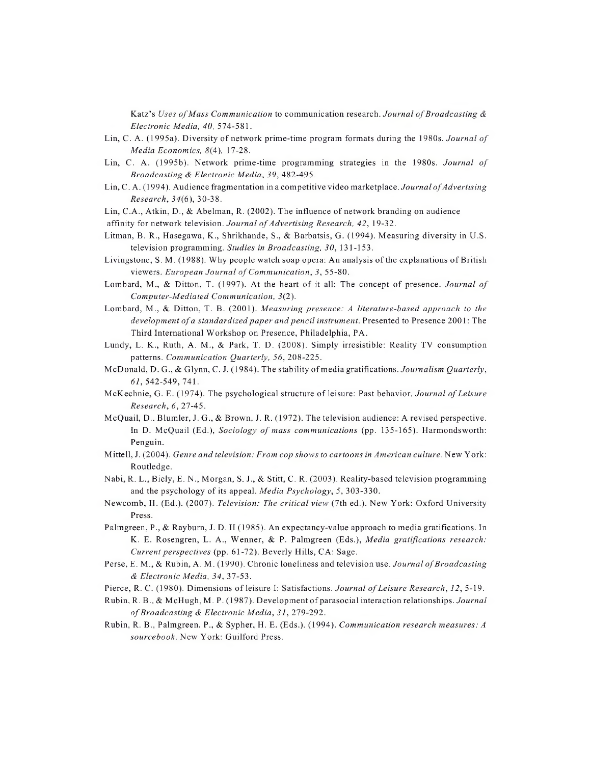Katz's *Uses of Mass Communication* to communication research. *Journal of Broadcasting & Electronic Media, 40*, 574-581.

Lin, C. A. (1995a). Diversity of network prime-time program formats during the 1980s. *Journal of Media Economics, 8*(4), 17-28.

Lin, C. A. (1995b). Network prime-time programming strategies in the 1980s. *Journal of Broadcasting & Electronic Media, 39*, 482-495.

Lin, C. A. (1994). Audience fragmentation in a competitive video marketplace. *Journal of Advertising Research, 34*(6), 30-38.

Lin, C.A., Atkin, D., & Abelman, R. (2002). The influence of network branding on audience affinity for network television. *Journal of Advertising Research, 42*, 19-32.

Litman, B. R., Hasegawa, K., Shrikhande, S., & Barbatsis, G. (1994). Measuring diversity in U.S. television programming. *Studies in Broadcasting, 30*, 131-153.

Livingstone, S. M. (1988). Why people watch soap opera: An analysis of the explanations of British viewers. *European Journal of Communication, 3*, 55-80.

Lombard, M., & Ditton, T. (1997). At the heart of it all: The concept of presence. *Journal of Computer-Mediated Communication, 3*(2).

Lombard, M., & Ditton, T. B. (2001). *Measuring presence: A literature-based approach to the development of a standardized paper and pencil instrument.* Presented to Presence 2001: The Third International Workshop on Presence, Philadelphia, PA.

Lundy, L. K., Ruth, A. M., & Park, T. D. (2008). Simply irresistible: Reality TV consumption patterns. *Communication Quarterly, 56*, 208-225.

McDonald, D. G., & Glynn, C. J. (1984). The stability of media gratifications. *Journalism Quarterly, 61*, 542-549, 741.

McKechnie, G. E. (1974). The psychological structure of leisure: Past behavior. *Journal of Leisure Research, 6*, 27-45.

McQuail, D., Blumler, J. G., & Brown, J. R. (1972). The television audience: A revised perspective. In D. McQuail (Ed.), *Sociology of mass communications* (pp. 135-165). Harmondsworth: Penguin.

Mittell, J. (2004). *Genre and television: From cop shows to cartoons in American culture.* New York: Routledge.

Nabi, R. L., Biely, E. N., Morgan, S. J., & Stitt, C. R. (2003). Reality-based television programming and the psychology of its appeal. *Media Psychology, 5*, 303-330.

Newcomb, H. (Ed.). (2007). *Television: The critical view* (7th ed.). New York: Oxford University Press.

Palmgreen, P., & Rayburn, J. D. II (1985). An expectancy-value approach to media gratifications. In K. E. Rosengren, L. A., Wenner, & P. Palmgreen (Eds.), *Media gratifications research: Current perspectives* (pp. 61-72). Beverly Hills, CA: Sage.

Perse, E. M., & Rubin, A. M. (1990). Chronic loneliness and television use. *Journal of Broadcasting & Electronic Media, 34*, 37-53.

Pierce, R. C. (1980). Dimensions of leisure I: Satisfactions. *Journal of Leisure Research, 12*, 5-19.

Rubin, R. B., & McHugh, M. P. (1987). Development of parasocial interaction relationships. *Journal of Broadcasting & Electronic Media, 31*, 279-292.

Rubin, R. B., Palmgreen, P., & Sypher, H. E. (Eds.). (1994). *Communication research measures: A sourcebook.* New York: Guilford Press.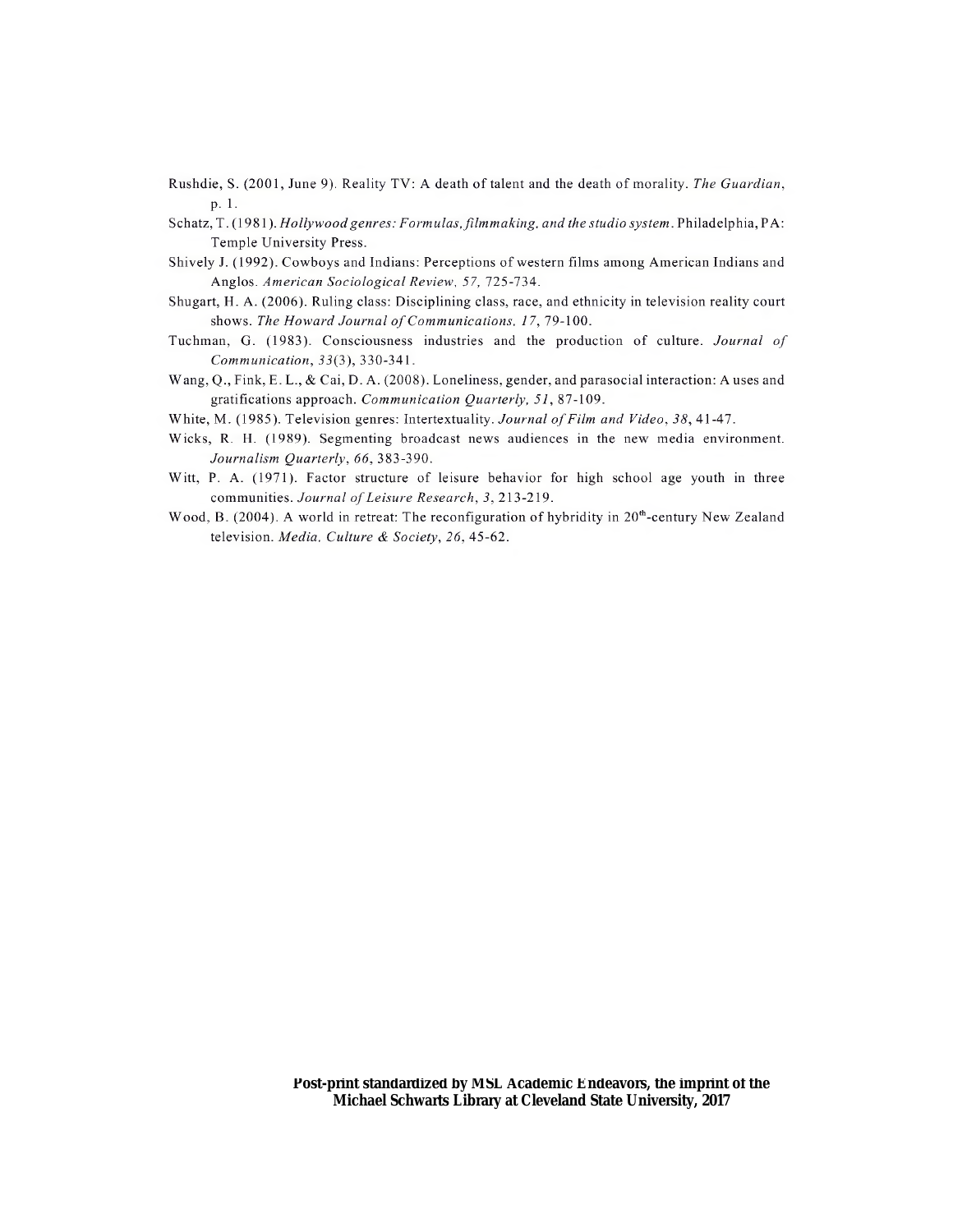Rushdie, S. (2001, June 9). Reality TV: A death of talent and the death of morality. *The Guardian*, p. 1.

Schatz, T. (1981). *Hollywood genres: Formulas, filmmaking, and the studio system*. Philadelphia, PA: Temple University Press.

Shively J. (1992). Cowboys and Indians: Perceptions of western films among American Indians and Anglos. *American Sociological Review, 57*, 725-734.

Shugart, H. A. (2006). Ruling class: Disciplining class, race, and ethnicity in television reality court shows. *The Howard Journal of Communications, 17*, 79-100.

Tuchman, G. (1983). Consciousness industries and the production of culture. *Journal of Communication*, *33*(3), 330-341.

Wang, Q., Fink, E. L., & Cai, D. A. (2008). Loneliness, gender, and parasocial interaction: A uses and gratifications approach. *Communication Quarterly, 51*, 87-109.

White, M. (1985). Television genres: Intertextuality. *Journal of Film and Video*, *38*, 41-47.

Wicks, R. H. (1989). Segmenting broadcast news audiences in the new media environment. *Journalism Quarterly*, *66*, 383-390.

Witt, P. A. (1971). Factor structure of leisure behavior for high school age youth in three communities. *Journal of Leisure Research*, *3*, 213-219.

Wood, B. (2004). A world in retreat: The reconfiguration of hybridity in 20th-century New Zealand television. *Media, Culture & Society*, *26*, 45-62.

**Post-print standardized by MSL Academic Endeavors, the imprint of the Michael Schwarts Library at Cleveland State University, 2017**